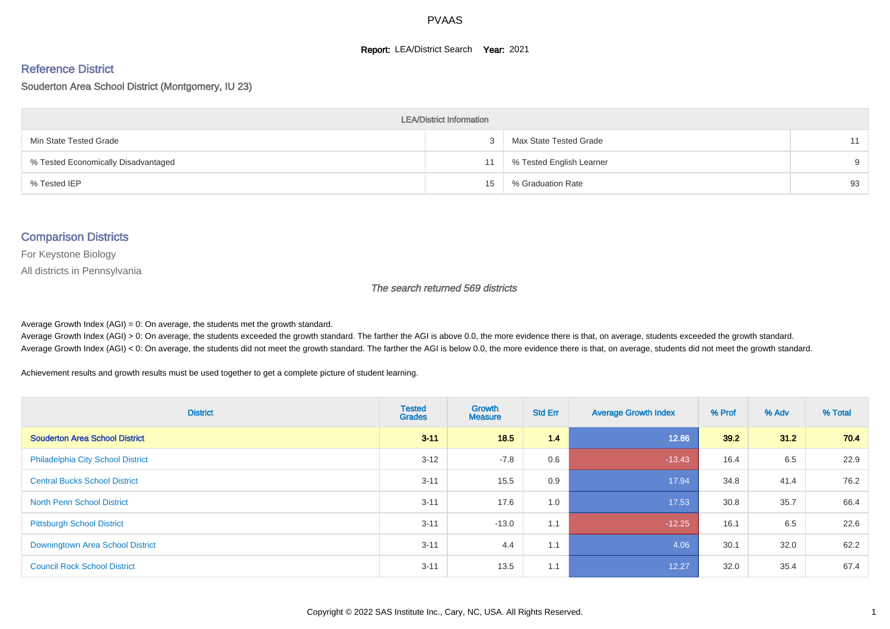# PVAAS

**Report:** LEA/District Search **Year:** 2021

## Reference District

Souderton Area School District (Montgomery, IU 23)

| LEA/District Information | | | |
|---|---|---|---|
| Min State Tested Grade | 3 | Max State Tested Grade | 11 |
| % Tested Economically Disadvantaged | 11 | % Tested English Learner | 9 |
| % Tested IEP | 15 | % Graduation Rate | 93 |

## Comparison Districts

For Keystone Biology

All districts in Pennsylvania

*The search returned 569 districts*

Average Growth Index (AGI) = 0: On average, the students met the growth standard.
Average Growth Index (AGI) > 0: On average, the students exceeded the growth standard. The farther the AGI is above 0.0, the more evidence there is that, on average, students exceeded the growth standard.
Average Growth Index (AGI) < 0: On average, the students did not meet the growth standard. The farther the AGI is below 0.0, the more evidence there is that, on average, students did not meet the growth standard.

Achievement results and growth results must be used together to get a complete picture of student learning.

| District | Tested Grades | Growth Measure | Std Err | Average Growth Index | % Prof | % Adv | % Total |
|---|---|---|---|---|---|---|---|
| **Souderton Area School District** | **3-11** | **18.5** | **1.4** | **12.86** | **39.2** | **31.2** | **70.4** |
| Philadelphia City School District | 3-12 | -7.8 | 0.6 | -13.43 | 16.4 | 6.5 | 22.9 |
| Central Bucks School District | 3-11 | 15.5 | 0.9 | 17.94 | 34.8 | 41.4 | 76.2 |
| North Penn School District | 3-11 | 17.6 | 1.0 | 17.53 | 30.8 | 35.7 | 66.4 |
| Pittsburgh School District | 3-11 | -13.0 | 1.1 | -12.25 | 16.1 | 6.5 | 22.6 |
| Downingtown Area School District | 3-11 | 4.4 | 1.1 | 4.06 | 30.1 | 32.0 | 62.2 |
| Council Rock School District | 3-11 | 13.5 | 1.1 | 12.27 | 32.0 | 35.4 | 67.4 |

Copyright © 2022 SAS Institute Inc., Cary, NC, USA. All Rights Reserved.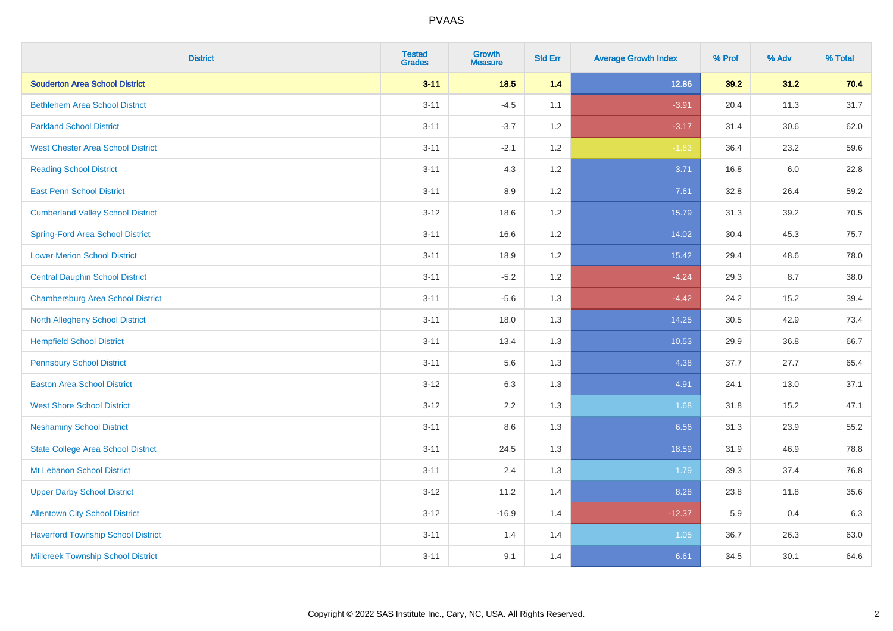# PVAAS

| District | Tested Grades | Growth Measure | Std Err | Average Growth Index | % Prof | % Adv | % Total |
|---|---|---|---|---|---|---|---|
| **Souderton Area School District** | **3-11** | **18.5** | **1.4** | **12.86** | **39.2** | **31.2** | **70.4** |
| Bethlehem Area School District | 3-11 | -4.5 | 1.1 | -3.91 | 20.4 | 11.3 | 31.7 |
| Parkland School District | 3-11 | -3.7 | 1.2 | -3.17 | 31.4 | 30.6 | 62.0 |
| West Chester Area School District | 3-11 | -2.1 | 1.2 | -1.83 | 36.4 | 23.2 | 59.6 |
| Reading School District | 3-11 | 4.3 | 1.2 | 3.71 | 16.8 | 6.0 | 22.8 |
| East Penn School District | 3-11 | 8.9 | 1.2 | 7.61 | 32.8 | 26.4 | 59.2 |
| Cumberland Valley School District | 3-12 | 18.6 | 1.2 | 15.79 | 31.3 | 39.2 | 70.5 |
| Spring-Ford Area School District | 3-11 | 16.6 | 1.2 | 14.02 | 30.4 | 45.3 | 75.7 |
| Lower Merion School District | 3-11 | 18.9 | 1.2 | 15.42 | 29.4 | 48.6 | 78.0 |
| Central Dauphin School District | 3-11 | -5.2 | 1.2 | -4.24 | 29.3 | 8.7 | 38.0 |
| Chambersburg Area School District | 3-11 | -5.6 | 1.3 | -4.42 | 24.2 | 15.2 | 39.4 |
| North Allegheny School District | 3-11 | 18.0 | 1.3 | 14.25 | 30.5 | 42.9 | 73.4 |
| Hempfield School District | 3-11 | 13.4 | 1.3 | 10.53 | 29.9 | 36.8 | 66.7 |
| Pennsbury School District | 3-11 | 5.6 | 1.3 | 4.38 | 37.7 | 27.7 | 65.4 |
| Easton Area School District | 3-12 | 6.3 | 1.3 | 4.91 | 24.1 | 13.0 | 37.1 |
| West Shore School District | 3-12 | 2.2 | 1.3 | 1.68 | 31.8 | 15.2 | 47.1 |
| Neshaminy School District | 3-11 | 8.6 | 1.3 | 6.56 | 31.3 | 23.9 | 55.2 |
| State College Area School District | 3-11 | 24.5 | 1.3 | 18.59 | 31.9 | 46.9 | 78.8 |
| Mt Lebanon School District | 3-11 | 2.4 | 1.3 | 1.79 | 39.3 | 37.4 | 76.8 |
| Upper Darby School District | 3-12 | 11.2 | 1.4 | 8.28 | 23.8 | 11.8 | 35.6 |
| Allentown City School District | 3-12 | -16.9 | 1.4 | -12.37 | 5.9 | 0.4 | 6.3 |
| Haverford Township School District | 3-11 | 1.4 | 1.4 | 1.05 | 36.7 | 26.3 | 63.0 |
| Millcreek Township School District | 3-11 | 9.1 | 1.4 | 6.61 | 34.5 | 30.1 | 64.6 |

Copyright © 2022 SAS Institute Inc., Cary, NC, USA. All Rights Reserved.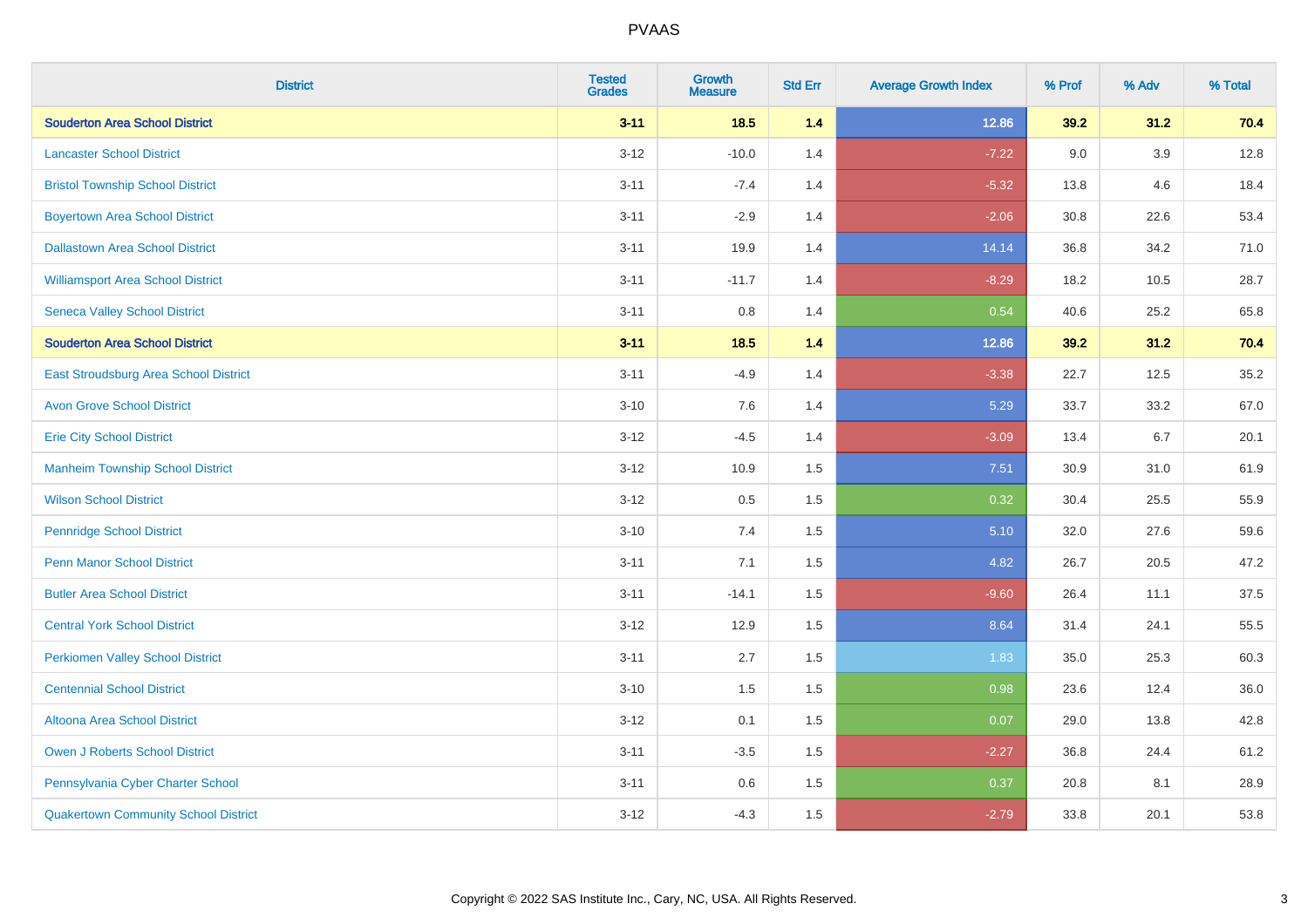# PVAAS

| District | Tested Grades | Growth Measure | Std Err | Average Growth Index | % Prof | % Adv | % Total |
|---|---|---|---|---|---|---|---|
| **Souderton Area School District** | **3-11** | **18.5** | **1.4** | **12.86** | **39.2** | **31.2** | **70.4** |
| Lancaster School District | 3-12 | -10.0 | 1.4 | -7.22 | 9.0 | 3.9 | 12.8 |
| Bristol Township School District | 3-11 | -7.4 | 1.4 | -5.32 | 13.8 | 4.6 | 18.4 |
| Boyertown Area School District | 3-11 | -2.9 | 1.4 | -2.06 | 30.8 | 22.6 | 53.4 |
| Dallastown Area School District | 3-11 | 19.9 | 1.4 | 14.14 | 36.8 | 34.2 | 71.0 |
| Williamsport Area School District | 3-11 | -11.7 | 1.4 | -8.29 | 18.2 | 10.5 | 28.7 |
| Seneca Valley School District | 3-11 | 0.8 | 1.4 | 0.54 | 40.6 | 25.2 | 65.8 |
| **Souderton Area School District** | **3-11** | **18.5** | **1.4** | **12.86** | **39.2** | **31.2** | **70.4** |
| East Stroudsburg Area School District | 3-11 | -4.9 | 1.4 | -3.38 | 22.7 | 12.5 | 35.2 |
| Avon Grove School District | 3-10 | 7.6 | 1.4 | 5.29 | 33.7 | 33.2 | 67.0 |
| Erie City School District | 3-12 | -4.5 | 1.4 | -3.09 | 13.4 | 6.7 | 20.1 |
| Manheim Township School District | 3-12 | 10.9 | 1.5 | 7.51 | 30.9 | 31.0 | 61.9 |
| Wilson School District | 3-12 | 0.5 | 1.5 | 0.32 | 30.4 | 25.5 | 55.9 |
| Pennridge School District | 3-10 | 7.4 | 1.5 | 5.10 | 32.0 | 27.6 | 59.6 |
| Penn Manor School District | 3-11 | 7.1 | 1.5 | 4.82 | 26.7 | 20.5 | 47.2 |
| Butler Area School District | 3-11 | -14.1 | 1.5 | -9.60 | 26.4 | 11.1 | 37.5 |
| Central York School District | 3-12 | 12.9 | 1.5 | 8.64 | 31.4 | 24.1 | 55.5 |
| Perkiomen Valley School District | 3-11 | 2.7 | 1.5 | 1.83 | 35.0 | 25.3 | 60.3 |
| Centennial School District | 3-10 | 1.5 | 1.5 | 0.98 | 23.6 | 12.4 | 36.0 |
| Altoona Area School District | 3-12 | 0.1 | 1.5 | 0.07 | 29.0 | 13.8 | 42.8 |
| Owen J Roberts School District | 3-11 | -3.5 | 1.5 | -2.27 | 36.8 | 24.4 | 61.2 |
| Pennsylvania Cyber Charter School | 3-11 | 0.6 | 1.5 | 0.37 | 20.8 | 8.1 | 28.9 |
| Quakertown Community School District | 3-12 | -4.3 | 1.5 | -2.79 | 33.8 | 20.1 | 53.8 |

Copyright © 2022 SAS Institute Inc., Cary, NC, USA. All Rights Reserved.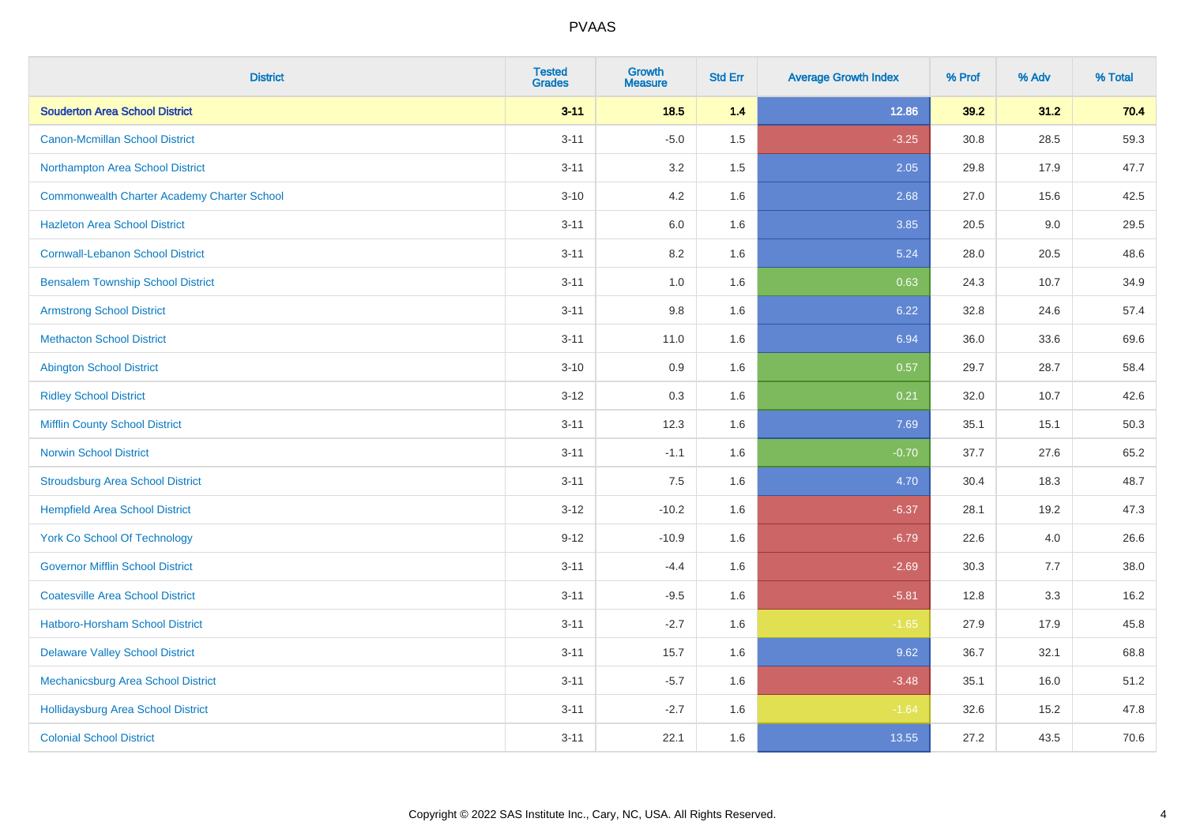| District | Tested Grades | Growth Measure | Std Err | Average Growth Index | % Prof | % Adv | % Total |
|---|---|---|---|---|---|---|---|
| **Souderton Area School District** | **3-11** | **18.5** | **1.4** | **12.86** | **39.2** | **31.2** | **70.4** |
| Canon-Mcmillan School District | 3-11 | -5.0 | 1.5 | -3.25 | 30.8 | 28.5 | 59.3 |
| Northampton Area School District | 3-11 | 3.2 | 1.5 | 2.05 | 29.8 | 17.9 | 47.7 |
| Commonwealth Charter Academy Charter School | 3-10 | 4.2 | 1.6 | 2.68 | 27.0 | 15.6 | 42.5 |
| Hazleton Area School District | 3-11 | 6.0 | 1.6 | 3.85 | 20.5 | 9.0 | 29.5 |
| Cornwall-Lebanon School District | 3-11 | 8.2 | 1.6 | 5.24 | 28.0 | 20.5 | 48.6 |
| Bensalem Township School District | 3-11 | 1.0 | 1.6 | 0.63 | 24.3 | 10.7 | 34.9 |
| Armstrong School District | 3-11 | 9.8 | 1.6 | 6.22 | 32.8 | 24.6 | 57.4 |
| Methacton School District | 3-11 | 11.0 | 1.6 | 6.94 | 36.0 | 33.6 | 69.6 |
| Abington School District | 3-10 | 0.9 | 1.6 | 0.57 | 29.7 | 28.7 | 58.4 |
| Ridley School District | 3-12 | 0.3 | 1.6 | 0.21 | 32.0 | 10.7 | 42.6 |
| Mifflin County School District | 3-11 | 12.3 | 1.6 | 7.69 | 35.1 | 15.1 | 50.3 |
| Norwin School District | 3-11 | -1.1 | 1.6 | -0.70 | 37.7 | 27.6 | 65.2 |
| Stroudsburg Area School District | 3-11 | 7.5 | 1.6 | 4.70 | 30.4 | 18.3 | 48.7 |
| Hempfield Area School District | 3-12 | -10.2 | 1.6 | -6.37 | 28.1 | 19.2 | 47.3 |
| York Co School Of Technology | 9-12 | -10.9 | 1.6 | -6.79 | 22.6 | 4.0 | 26.6 |
| Governor Mifflin School District | 3-11 | -4.4 | 1.6 | -2.69 | 30.3 | 7.7 | 38.0 |
| Coatesville Area School District | 3-11 | -9.5 | 1.6 | -5.81 | 12.8 | 3.3 | 16.2 |
| Hatboro-Horsham School District | 3-11 | -2.7 | 1.6 | -1.65 | 27.9 | 17.9 | 45.8 |
| Delaware Valley School District | 3-11 | 15.7 | 1.6 | 9.62 | 36.7 | 32.1 | 68.8 |
| Mechanicsburg Area School District | 3-11 | -5.7 | 1.6 | -3.48 | 35.1 | 16.0 | 51.2 |
| Hollidaysburg Area School District | 3-11 | -2.7 | 1.6 | -1.64 | 32.6 | 15.2 | 47.8 |
| Colonial School District | 3-11 | 22.1 | 1.6 | 13.55 | 27.2 | 43.5 | 70.6 |

Copyright © 2022 SAS Institute Inc., Cary, NC, USA. All Rights Reserved.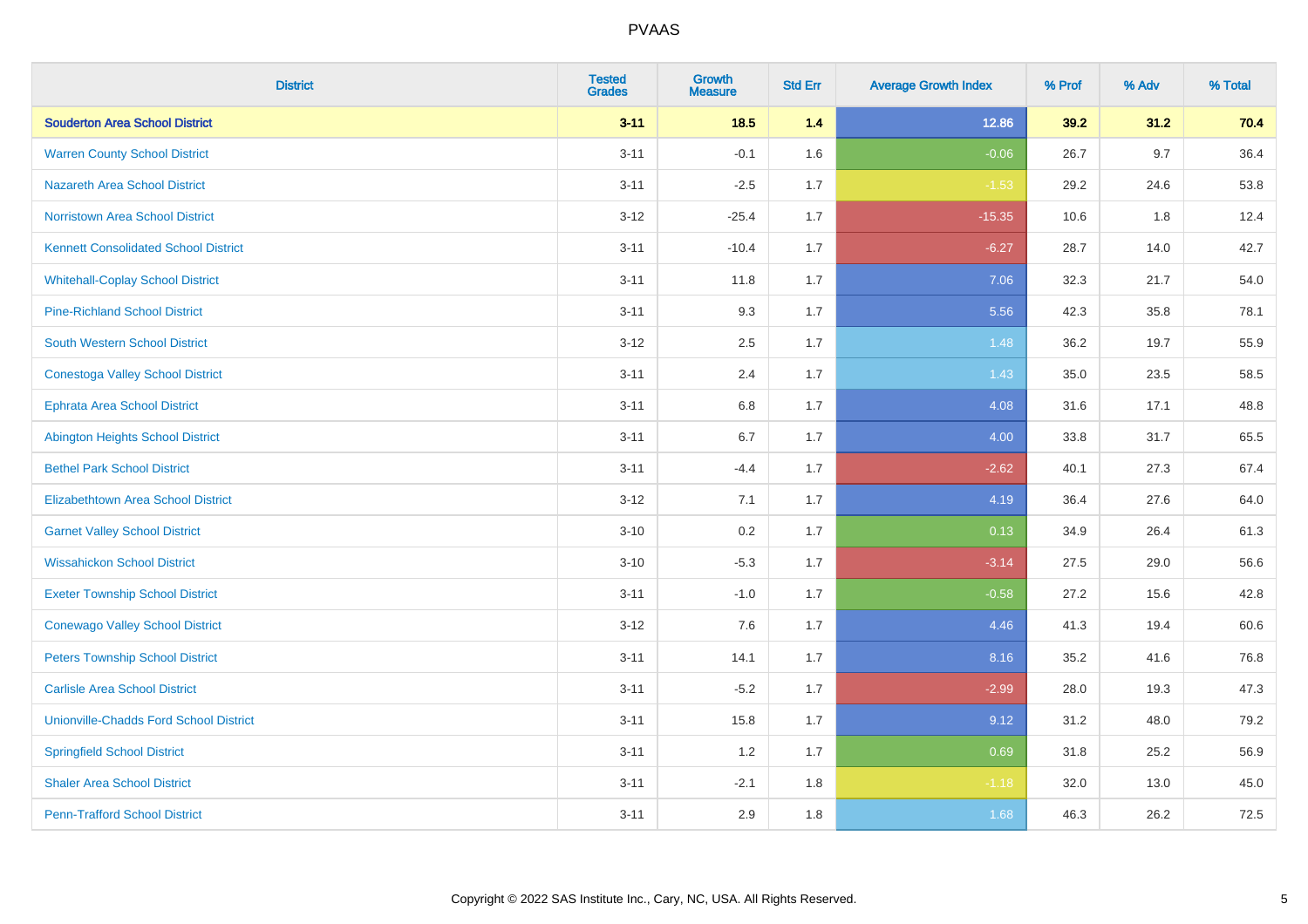| District | Tested Grades | Growth Measure | Std Err | Average Growth Index | % Prof | % Adv | % Total |
|---|---|---|---|---|---|---|---|
| **Souderton Area School District** | **3-11** | **18.5** | **1.4** | **12.86** | **39.2** | **31.2** | **70.4** |
| Warren County School District | 3-11 | -0.1 | 1.6 | -0.06 | 26.7 | 9.7 | 36.4 |
| Nazareth Area School District | 3-11 | -2.5 | 1.7 | -1.53 | 29.2 | 24.6 | 53.8 |
| Norristown Area School District | 3-12 | -25.4 | 1.7 | -15.35 | 10.6 | 1.8 | 12.4 |
| Kennett Consolidated School District | 3-11 | -10.4 | 1.7 | -6.27 | 28.7 | 14.0 | 42.7 |
| Whitehall-Coplay School District | 3-11 | 11.8 | 1.7 | 7.06 | 32.3 | 21.7 | 54.0 |
| Pine-Richland School District | 3-11 | 9.3 | 1.7 | 5.56 | 42.3 | 35.8 | 78.1 |
| South Western School District | 3-12 | 2.5 | 1.7 | 1.48 | 36.2 | 19.7 | 55.9 |
| Conestoga Valley School District | 3-11 | 2.4 | 1.7 | 1.43 | 35.0 | 23.5 | 58.5 |
| Ephrata Area School District | 3-11 | 6.8 | 1.7 | 4.08 | 31.6 | 17.1 | 48.8 |
| Abington Heights School District | 3-11 | 6.7 | 1.7 | 4.00 | 33.8 | 31.7 | 65.5 |
| Bethel Park School District | 3-11 | -4.4 | 1.7 | -2.62 | 40.1 | 27.3 | 67.4 |
| Elizabethtown Area School District | 3-12 | 7.1 | 1.7 | 4.19 | 36.4 | 27.6 | 64.0 |
| Garnet Valley School District | 3-10 | 0.2 | 1.7 | 0.13 | 34.9 | 26.4 | 61.3 |
| Wissahickon School District | 3-10 | -5.3 | 1.7 | -3.14 | 27.5 | 29.0 | 56.6 |
| Exeter Township School District | 3-11 | -1.0 | 1.7 | -0.58 | 27.2 | 15.6 | 42.8 |
| Conewago Valley School District | 3-12 | 7.6 | 1.7 | 4.46 | 41.3 | 19.4 | 60.6 |
| Peters Township School District | 3-11 | 14.1 | 1.7 | 8.16 | 35.2 | 41.6 | 76.8 |
| Carlisle Area School District | 3-11 | -5.2 | 1.7 | -2.99 | 28.0 | 19.3 | 47.3 |
| Unionville-Chadds Ford School District | 3-11 | 15.8 | 1.7 | 9.12 | 31.2 | 48.0 | 79.2 |
| Springfield School District | 3-11 | 1.2 | 1.7 | 0.69 | 31.8 | 25.2 | 56.9 |
| Shaler Area School District | 3-11 | -2.1 | 1.8 | -1.18 | 32.0 | 13.0 | 45.0 |
| Penn-Trafford School District | 3-11 | 2.9 | 1.8 | 1.68 | 46.3 | 26.2 | 72.5 |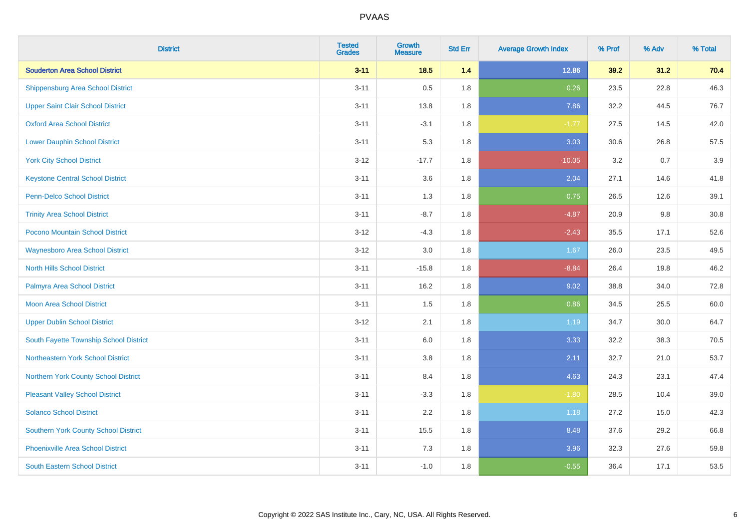| District | Tested Grades | Growth Measure | Std Err | Average Growth Index | % Prof | % Adv | % Total |
|---|---|---|---|---|---|---|---|
| **Souderton Area School District** | **3-11** | **18.5** | **1.4** | **12.86** | **39.2** | **31.2** | **70.4** |
| Shippensburg Area School District | 3-11 | 0.5 | 1.8 | 0.26 | 23.5 | 22.8 | 46.3 |
| Upper Saint Clair School District | 3-11 | 13.8 | 1.8 | 7.86 | 32.2 | 44.5 | 76.7 |
| Oxford Area School District | 3-11 | -3.1 | 1.8 | -1.77 | 27.5 | 14.5 | 42.0 |
| Lower Dauphin School District | 3-11 | 5.3 | 1.8 | 3.03 | 30.6 | 26.8 | 57.5 |
| York City School District | 3-12 | -17.7 | 1.8 | -10.05 | 3.2 | 0.7 | 3.9 |
| Keystone Central School District | 3-11 | 3.6 | 1.8 | 2.04 | 27.1 | 14.6 | 41.8 |
| Penn-Delco School District | 3-11 | 1.3 | 1.8 | 0.75 | 26.5 | 12.6 | 39.1 |
| Trinity Area School District | 3-11 | -8.7 | 1.8 | -4.87 | 20.9 | 9.8 | 30.8 |
| Pocono Mountain School District | 3-12 | -4.3 | 1.8 | -2.43 | 35.5 | 17.1 | 52.6 |
| Waynesboro Area School District | 3-12 | 3.0 | 1.8 | 1.67 | 26.0 | 23.5 | 49.5 |
| North Hills School District | 3-11 | -15.8 | 1.8 | -8.84 | 26.4 | 19.8 | 46.2 |
| Palmyra Area School District | 3-11 | 16.2 | 1.8 | 9.02 | 38.8 | 34.0 | 72.8 |
| Moon Area School District | 3-11 | 1.5 | 1.8 | 0.86 | 34.5 | 25.5 | 60.0 |
| Upper Dublin School District | 3-12 | 2.1 | 1.8 | 1.19 | 34.7 | 30.0 | 64.7 |
| South Fayette Township School District | 3-11 | 6.0 | 1.8 | 3.33 | 32.2 | 38.3 | 70.5 |
| Northeastern York School District | 3-11 | 3.8 | 1.8 | 2.11 | 32.7 | 21.0 | 53.7 |
| Northern York County School District | 3-11 | 8.4 | 1.8 | 4.63 | 24.3 | 23.1 | 47.4 |
| Pleasant Valley School District | 3-11 | -3.3 | 1.8 | -1.80 | 28.5 | 10.4 | 39.0 |
| Solanco School District | 3-11 | 2.2 | 1.8 | 1.18 | 27.2 | 15.0 | 42.3 |
| Southern York County School District | 3-11 | 15.5 | 1.8 | 8.48 | 37.6 | 29.2 | 66.8 |
| Phoenixville Area School District | 3-11 | 7.3 | 1.8 | 3.96 | 32.3 | 27.6 | 59.8 |
| South Eastern School District | 3-11 | -1.0 | 1.8 | -0.55 | 36.4 | 17.1 | 53.5 |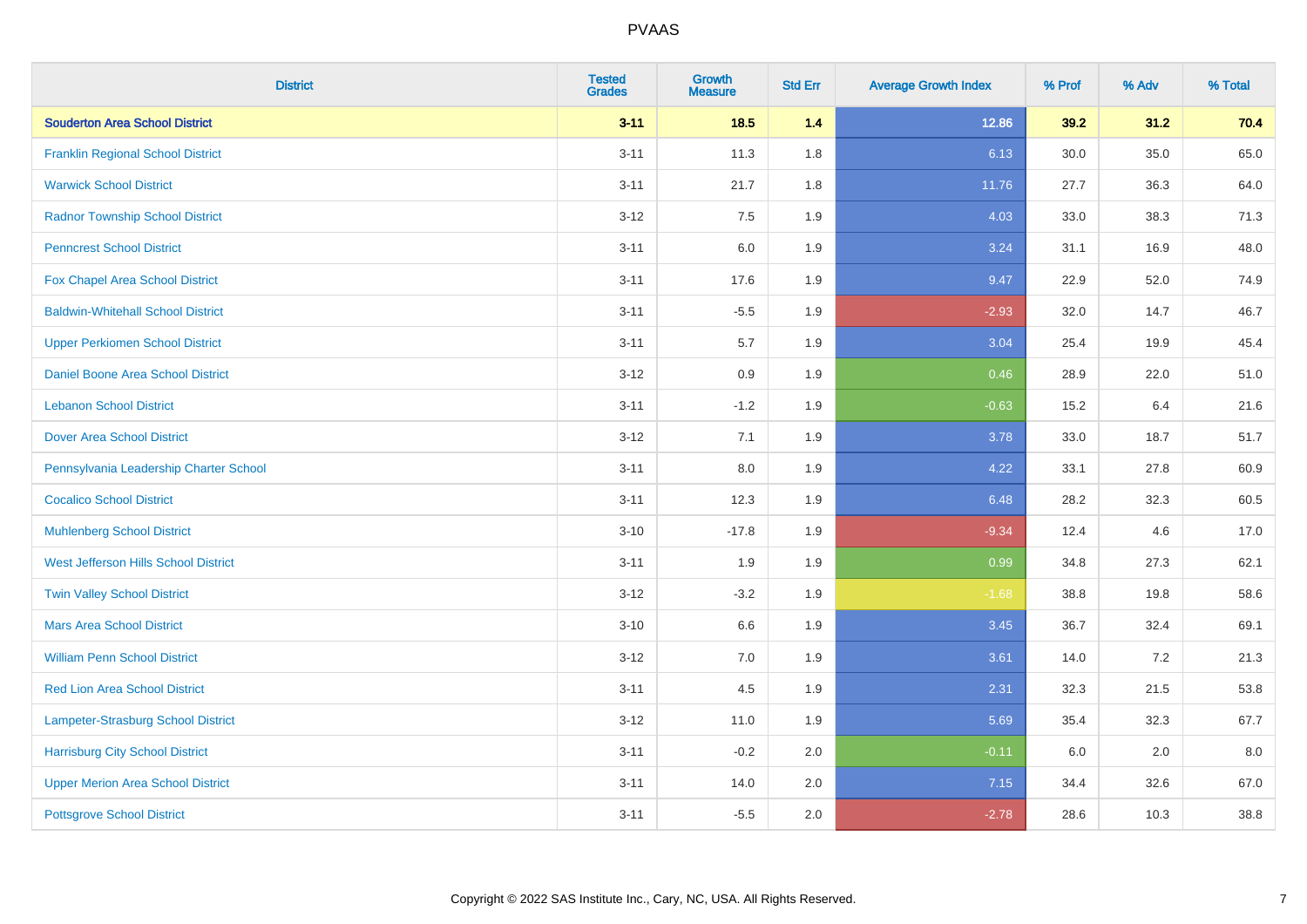# PVAAS

| District | Tested Grades | Growth Measure | Std Err | Average Growth Index | % Prof | % Adv | % Total |
|---|---|---|---|---|---|---|---|
| **Souderton Area School District** | **3-11** | **18.5** | **1.4** | **12.86** | **39.2** | **31.2** | **70.4** |
| Franklin Regional School District | 3-11 | 11.3 | 1.8 | 6.13 | 30.0 | 35.0 | 65.0 |
| Warwick School District | 3-11 | 21.7 | 1.8 | 11.76 | 27.7 | 36.3 | 64.0 |
| Radnor Township School District | 3-12 | 7.5 | 1.9 | 4.03 | 33.0 | 38.3 | 71.3 |
| Penncrest School District | 3-11 | 6.0 | 1.9 | 3.24 | 31.1 | 16.9 | 48.0 |
| Fox Chapel Area School District | 3-11 | 17.6 | 1.9 | 9.47 | 22.9 | 52.0 | 74.9 |
| Baldwin-Whitehall School District | 3-11 | -5.5 | 1.9 | -2.93 | 32.0 | 14.7 | 46.7 |
| Upper Perkiomen School District | 3-11 | 5.7 | 1.9 | 3.04 | 25.4 | 19.9 | 45.4 |
| Daniel Boone Area School District | 3-12 | 0.9 | 1.9 | 0.46 | 28.9 | 22.0 | 51.0 |
| Lebanon School District | 3-11 | -1.2 | 1.9 | -0.63 | 15.2 | 6.4 | 21.6 |
| Dover Area School District | 3-12 | 7.1 | 1.9 | 3.78 | 33.0 | 18.7 | 51.7 |
| Pennsylvania Leadership Charter School | 3-11 | 8.0 | 1.9 | 4.22 | 33.1 | 27.8 | 60.9 |
| Cocalico School District | 3-11 | 12.3 | 1.9 | 6.48 | 28.2 | 32.3 | 60.5 |
| Muhlenberg School District | 3-10 | -17.8 | 1.9 | -9.34 | 12.4 | 4.6 | 17.0 |
| West Jefferson Hills School District | 3-11 | 1.9 | 1.9 | 0.99 | 34.8 | 27.3 | 62.1 |
| Twin Valley School District | 3-12 | -3.2 | 1.9 | -1.68 | 38.8 | 19.8 | 58.6 |
| Mars Area School District | 3-10 | 6.6 | 1.9 | 3.45 | 36.7 | 32.4 | 69.1 |
| William Penn School District | 3-12 | 7.0 | 1.9 | 3.61 | 14.0 | 7.2 | 21.3 |
| Red Lion Area School District | 3-11 | 4.5 | 1.9 | 2.31 | 32.3 | 21.5 | 53.8 |
| Lampeter-Strasburg School District | 3-12 | 11.0 | 1.9 | 5.69 | 35.4 | 32.3 | 67.7 |
| Harrisburg City School District | 3-11 | -0.2 | 2.0 | -0.11 | 6.0 | 2.0 | 8.0 |
| Upper Merion Area School District | 3-11 | 14.0 | 2.0 | 7.15 | 34.4 | 32.6 | 67.0 |
| Pottsgrove School District | 3-11 | -5.5 | 2.0 | -2.78 | 28.6 | 10.3 | 38.8 |

Copyright © 2022 SAS Institute Inc., Cary, NC, USA. All Rights Reserved.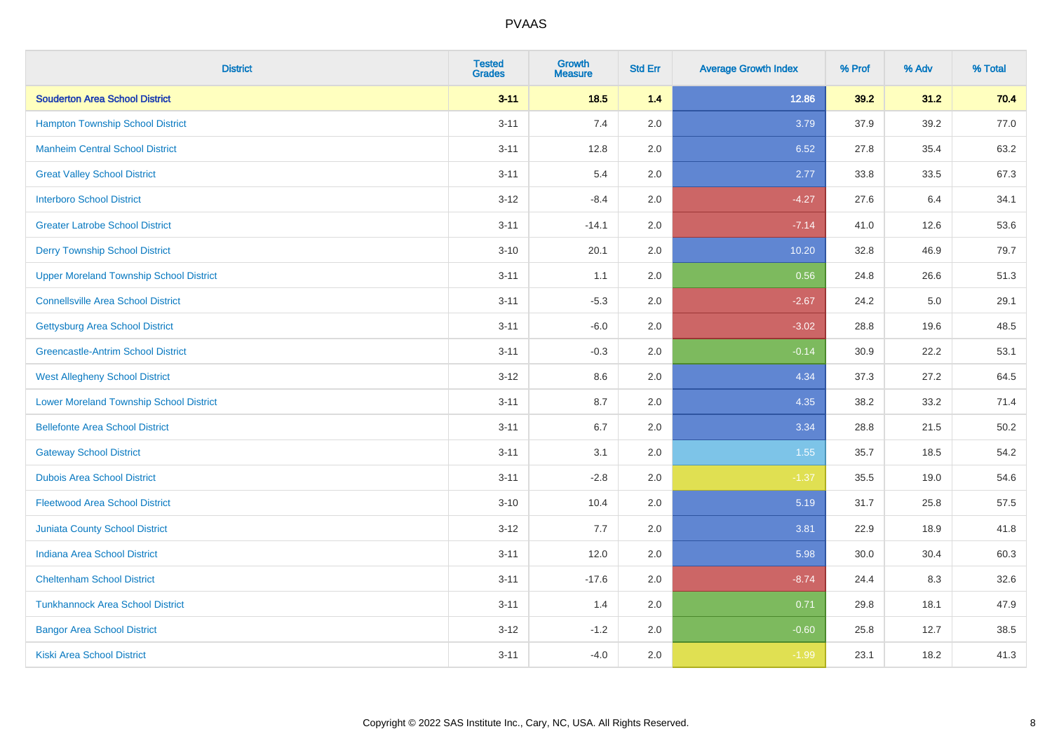# PVAAS

| District | Tested Grades | Growth Measure | Std Err | Average Growth Index | % Prof | % Adv | % Total |
|---|---|---|---|---|---|---|---|
| **Souderton Area School District** | **3-11** | **18.5** | **1.4** | **12.86** | **39.2** | **31.2** | **70.4** |
| Hampton Township School District | 3-11 | 7.4 | 2.0 | 3.79 | 37.9 | 39.2 | 77.0 |
| Manheim Central School District | 3-11 | 12.8 | 2.0 | 6.52 | 27.8 | 35.4 | 63.2 |
| Great Valley School District | 3-11 | 5.4 | 2.0 | 2.77 | 33.8 | 33.5 | 67.3 |
| Interboro School District | 3-12 | -8.4 | 2.0 | -4.27 | 27.6 | 6.4 | 34.1 |
| Greater Latrobe School District | 3-11 | -14.1 | 2.0 | -7.14 | 41.0 | 12.6 | 53.6 |
| Derry Township School District | 3-10 | 20.1 | 2.0 | 10.20 | 32.8 | 46.9 | 79.7 |
| Upper Moreland Township School District | 3-11 | 1.1 | 2.0 | 0.56 | 24.8 | 26.6 | 51.3 |
| Connellsville Area School District | 3-11 | -5.3 | 2.0 | -2.67 | 24.2 | 5.0 | 29.1 |
| Gettysburg Area School District | 3-11 | -6.0 | 2.0 | -3.02 | 28.8 | 19.6 | 48.5 |
| Greencastle-Antrim School District | 3-11 | -0.3 | 2.0 | -0.14 | 30.9 | 22.2 | 53.1 |
| West Allegheny School District | 3-12 | 8.6 | 2.0 | 4.34 | 37.3 | 27.2 | 64.5 |
| Lower Moreland Township School District | 3-11 | 8.7 | 2.0 | 4.35 | 38.2 | 33.2 | 71.4 |
| Bellefonte Area School District | 3-11 | 6.7 | 2.0 | 3.34 | 28.8 | 21.5 | 50.2 |
| Gateway School District | 3-11 | 3.1 | 2.0 | 1.55 | 35.7 | 18.5 | 54.2 |
| Dubois Area School District | 3-11 | -2.8 | 2.0 | -1.37 | 35.5 | 19.0 | 54.6 |
| Fleetwood Area School District | 3-10 | 10.4 | 2.0 | 5.19 | 31.7 | 25.8 | 57.5 |
| Juniata County School District | 3-12 | 7.7 | 2.0 | 3.81 | 22.9 | 18.9 | 41.8 |
| Indiana Area School District | 3-11 | 12.0 | 2.0 | 5.98 | 30.0 | 30.4 | 60.3 |
| Cheltenham School District | 3-11 | -17.6 | 2.0 | -8.74 | 24.4 | 8.3 | 32.6 |
| Tunkhannock Area School District | 3-11 | 1.4 | 2.0 | 0.71 | 29.8 | 18.1 | 47.9 |
| Bangor Area School District | 3-12 | -1.2 | 2.0 | -0.60 | 25.8 | 12.7 | 38.5 |
| Kiski Area School District | 3-11 | -4.0 | 2.0 | -1.99 | 23.1 | 18.2 | 41.3 |

Copyright © 2022 SAS Institute Inc., Cary, NC, USA. All Rights Reserved.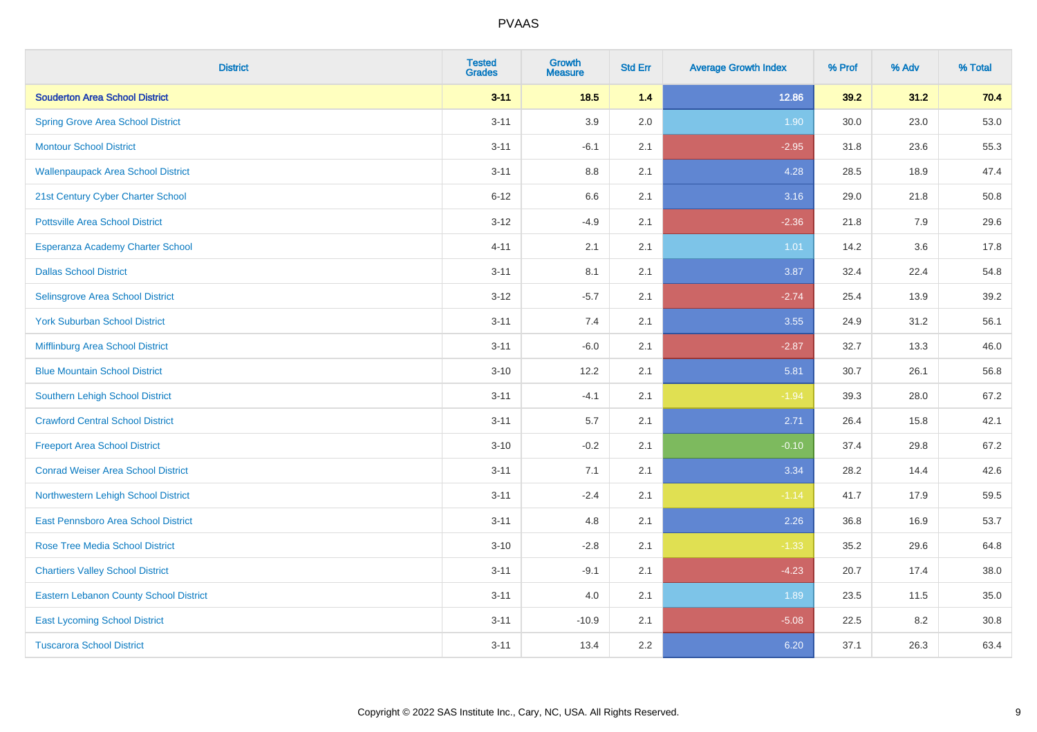# PVAAS

| District | Tested Grades | Growth Measure | Std Err | Average Growth Index | % Prof | % Adv | % Total |
|---|---|---|---|---|---|---|---|
| **Souderton Area School District** | **3-11** | **18.5** | **1.4** | **12.86** | **39.2** | **31.2** | **70.4** |
| Spring Grove Area School District | 3-11 | 3.9 | 2.0 | 1.90 | 30.0 | 23.0 | 53.0 |
| Montour School District | 3-11 | -6.1 | 2.1 | -2.95 | 31.8 | 23.6 | 55.3 |
| Wallenpaupack Area School District | 3-11 | 8.8 | 2.1 | 4.28 | 28.5 | 18.9 | 47.4 |
| 21st Century Cyber Charter School | 6-12 | 6.6 | 2.1 | 3.16 | 29.0 | 21.8 | 50.8 |
| Pottsville Area School District | 3-12 | -4.9 | 2.1 | -2.36 | 21.8 | 7.9 | 29.6 |
| Esperanza Academy Charter School | 4-11 | 2.1 | 2.1 | 1.01 | 14.2 | 3.6 | 17.8 |
| Dallas School District | 3-11 | 8.1 | 2.1 | 3.87 | 32.4 | 22.4 | 54.8 |
| Selinsgrove Area School District | 3-12 | -5.7 | 2.1 | -2.74 | 25.4 | 13.9 | 39.2 |
| York Suburban School District | 3-11 | 7.4 | 2.1 | 3.55 | 24.9 | 31.2 | 56.1 |
| Mifflinburg Area School District | 3-11 | -6.0 | 2.1 | -2.87 | 32.7 | 13.3 | 46.0 |
| Blue Mountain School District | 3-10 | 12.2 | 2.1 | 5.81 | 30.7 | 26.1 | 56.8 |
| Southern Lehigh School District | 3-11 | -4.1 | 2.1 | -1.94 | 39.3 | 28.0 | 67.2 |
| Crawford Central School District | 3-11 | 5.7 | 2.1 | 2.71 | 26.4 | 15.8 | 42.1 |
| Freeport Area School District | 3-10 | -0.2 | 2.1 | -0.10 | 37.4 | 29.8 | 67.2 |
| Conrad Weiser Area School District | 3-11 | 7.1 | 2.1 | 3.34 | 28.2 | 14.4 | 42.6 |
| Northwestern Lehigh School District | 3-11 | -2.4 | 2.1 | -1.14 | 41.7 | 17.9 | 59.5 |
| East Pennsboro Area School District | 3-11 | 4.8 | 2.1 | 2.26 | 36.8 | 16.9 | 53.7 |
| Rose Tree Media School District | 3-10 | -2.8 | 2.1 | -1.33 | 35.2 | 29.6 | 64.8 |
| Chartiers Valley School District | 3-11 | -9.1 | 2.1 | -4.23 | 20.7 | 17.4 | 38.0 |
| Eastern Lebanon County School District | 3-11 | 4.0 | 2.1 | 1.89 | 23.5 | 11.5 | 35.0 |
| East Lycoming School District | 3-11 | -10.9 | 2.1 | -5.08 | 22.5 | 8.2 | 30.8 |
| Tuscarora School District | 3-11 | 13.4 | 2.2 | 6.20 | 37.1 | 26.3 | 63.4 |

Copyright © 2022 SAS Institute Inc., Cary, NC, USA. All Rights Reserved.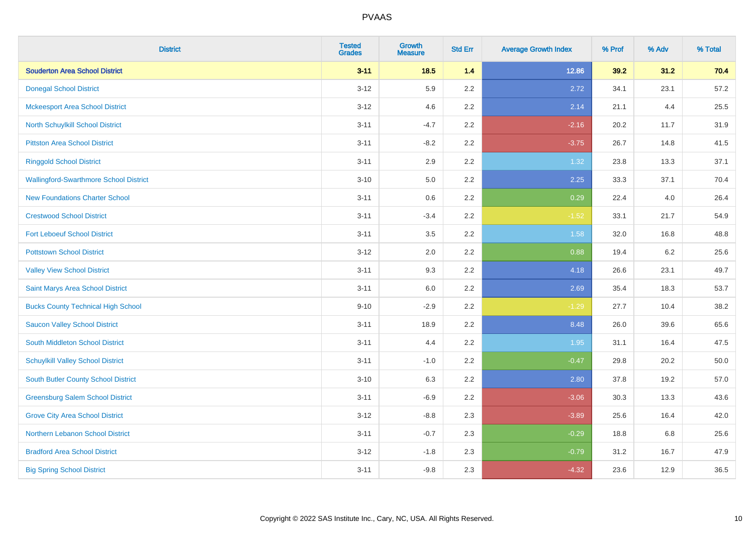| District | Tested Grades | Growth Measure | Std Err | Average Growth Index | % Prof | % Adv | % Total |
|---|---|---|---|---|---|---|---|
| **Souderton Area School District** | **3-11** | **18.5** | **1.4** | **12.86** | **39.2** | **31.2** | **70.4** |
| Donegal School District | 3-12 | 5.9 | 2.2 | 2.72 | 34.1 | 23.1 | 57.2 |
| Mckeesport Area School District | 3-12 | 4.6 | 2.2 | 2.14 | 21.1 | 4.4 | 25.5 |
| North Schuylkill School District | 3-11 | -4.7 | 2.2 | -2.16 | 20.2 | 11.7 | 31.9 |
| Pittston Area School District | 3-11 | -8.2 | 2.2 | -3.75 | 26.7 | 14.8 | 41.5 |
| Ringgold School District | 3-11 | 2.9 | 2.2 | 1.32 | 23.8 | 13.3 | 37.1 |
| Wallingford-Swarthmore School District | 3-10 | 5.0 | 2.2 | 2.25 | 33.3 | 37.1 | 70.4 |
| New Foundations Charter School | 3-11 | 0.6 | 2.2 | 0.29 | 22.4 | 4.0 | 26.4 |
| Crestwood School District | 3-11 | -3.4 | 2.2 | -1.52 | 33.1 | 21.7 | 54.9 |
| Fort Leboeuf School District | 3-11 | 3.5 | 2.2 | 1.58 | 32.0 | 16.8 | 48.8 |
| Pottstown School District | 3-12 | 2.0 | 2.2 | 0.88 | 19.4 | 6.2 | 25.6 |
| Valley View School District | 3-11 | 9.3 | 2.2 | 4.18 | 26.6 | 23.1 | 49.7 |
| Saint Marys Area School District | 3-11 | 6.0 | 2.2 | 2.69 | 35.4 | 18.3 | 53.7 |
| Bucks County Technical High School | 9-10 | -2.9 | 2.2 | -1.29 | 27.7 | 10.4 | 38.2 |
| Saucon Valley School District | 3-11 | 18.9 | 2.2 | 8.48 | 26.0 | 39.6 | 65.6 |
| South Middleton School District | 3-11 | 4.4 | 2.2 | 1.95 | 31.1 | 16.4 | 47.5 |
| Schuylkill Valley School District | 3-11 | -1.0 | 2.2 | -0.47 | 29.8 | 20.2 | 50.0 |
| South Butler County School District | 3-10 | 6.3 | 2.2 | 2.80 | 37.8 | 19.2 | 57.0 |
| Greensburg Salem School District | 3-11 | -6.9 | 2.2 | -3.06 | 30.3 | 13.3 | 43.6 |
| Grove City Area School District | 3-12 | -8.8 | 2.3 | -3.89 | 25.6 | 16.4 | 42.0 |
| Northern Lebanon School District | 3-11 | -0.7 | 2.3 | -0.29 | 18.8 | 6.8 | 25.6 |
| Bradford Area School District | 3-12 | -1.8 | 2.3 | -0.79 | 31.2 | 16.7 | 47.9 |
| Big Spring School District | 3-11 | -9.8 | 2.3 | -4.32 | 23.6 | 12.9 | 36.5 |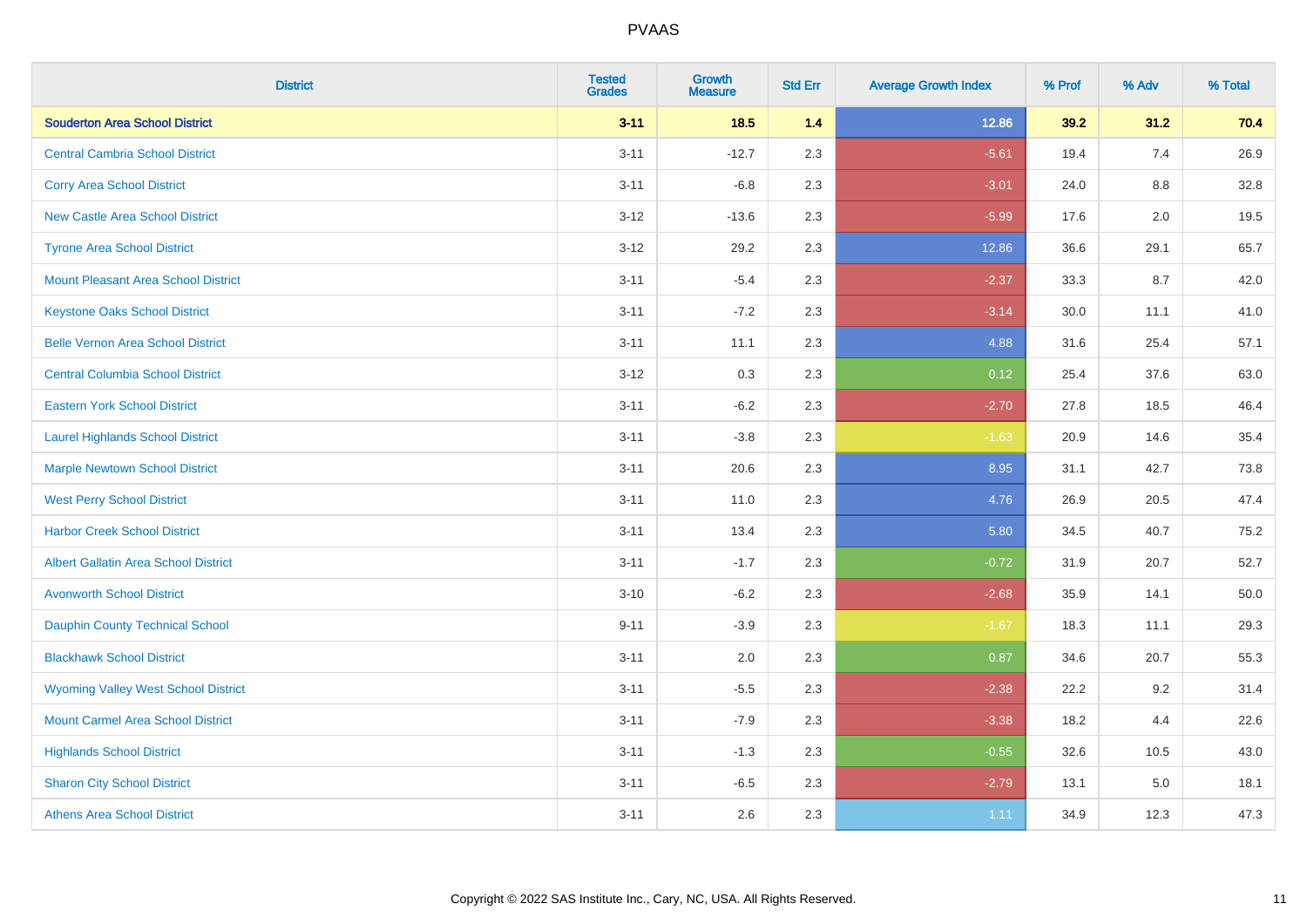# PVAAS

| District | Tested Grades | Growth Measure | Std Err | Average Growth Index | % Prof | % Adv | % Total |
|---|---|---|---|---|---|---|---|
| **Souderton Area School District** | **3-11** | **18.5** | **1.4** | **12.86** | **39.2** | **31.2** | **70.4** |
| Central Cambria School District | 3-11 | -12.7 | 2.3 | -5.61 | 19.4 | 7.4 | 26.9 |
| Corry Area School District | 3-11 | -6.8 | 2.3 | -3.01 | 24.0 | 8.8 | 32.8 |
| New Castle Area School District | 3-12 | -13.6 | 2.3 | -5.99 | 17.6 | 2.0 | 19.5 |
| Tyrone Area School District | 3-12 | 29.2 | 2.3 | 12.86 | 36.6 | 29.1 | 65.7 |
| Mount Pleasant Area School District | 3-11 | -5.4 | 2.3 | -2.37 | 33.3 | 8.7 | 42.0 |
| Keystone Oaks School District | 3-11 | -7.2 | 2.3 | -3.14 | 30.0 | 11.1 | 41.0 |
| Belle Vernon Area School District | 3-11 | 11.1 | 2.3 | 4.88 | 31.6 | 25.4 | 57.1 |
| Central Columbia School District | 3-12 | 0.3 | 2.3 | 0.12 | 25.4 | 37.6 | 63.0 |
| Eastern York School District | 3-11 | -6.2 | 2.3 | -2.70 | 27.8 | 18.5 | 46.4 |
| Laurel Highlands School District | 3-11 | -3.8 | 2.3 | -1.63 | 20.9 | 14.6 | 35.4 |
| Marple Newtown School District | 3-11 | 20.6 | 2.3 | 8.95 | 31.1 | 42.7 | 73.8 |
| West Perry School District | 3-11 | 11.0 | 2.3 | 4.76 | 26.9 | 20.5 | 47.4 |
| Harbor Creek School District | 3-11 | 13.4 | 2.3 | 5.80 | 34.5 | 40.7 | 75.2 |
| Albert Gallatin Area School District | 3-11 | -1.7 | 2.3 | -0.72 | 31.9 | 20.7 | 52.7 |
| Avonworth School District | 3-10 | -6.2 | 2.3 | -2.68 | 35.9 | 14.1 | 50.0 |
| Dauphin County Technical School | 9-11 | -3.9 | 2.3 | -1.67 | 18.3 | 11.1 | 29.3 |
| Blackhawk School District | 3-11 | 2.0 | 2.3 | 0.87 | 34.6 | 20.7 | 55.3 |
| Wyoming Valley West School District | 3-11 | -5.5 | 2.3 | -2.38 | 22.2 | 9.2 | 31.4 |
| Mount Carmel Area School District | 3-11 | -7.9 | 2.3 | -3.38 | 18.2 | 4.4 | 22.6 |
| Highlands School District | 3-11 | -1.3 | 2.3 | -0.55 | 32.6 | 10.5 | 43.0 |
| Sharon City School District | 3-11 | -6.5 | 2.3 | -2.79 | 13.1 | 5.0 | 18.1 |
| Athens Area School District | 3-11 | 2.6 | 2.3 | 1.11 | 34.9 | 12.3 | 47.3 |

Copyright © 2022 SAS Institute Inc., Cary, NC, USA. All Rights Reserved.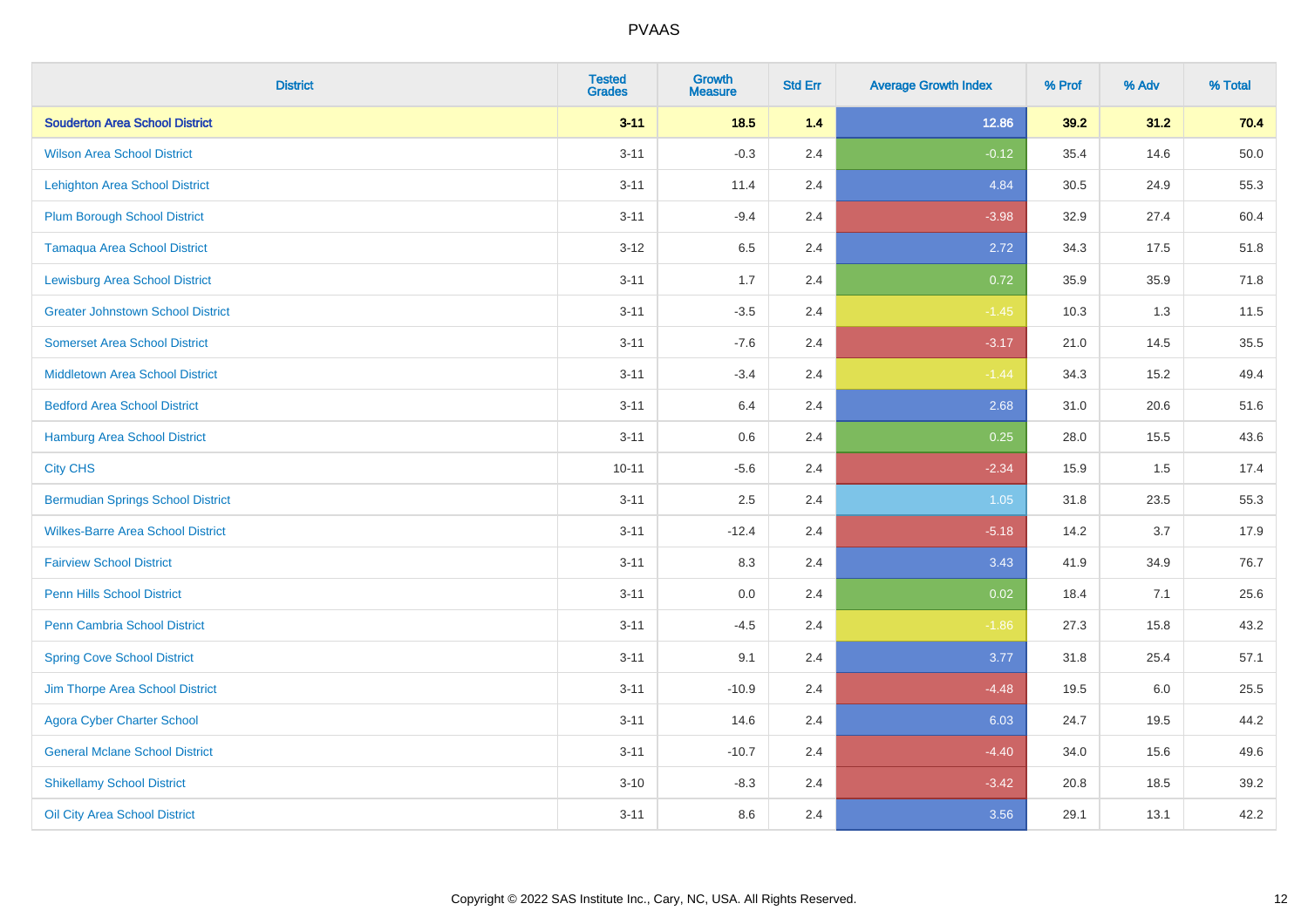| District | Tested Grades | Growth Measure | Std Err | Average Growth Index | % Prof | % Adv | % Total |
|---|---|---|---|---|---|---|---|
| **Souderton Area School District** | **3-11** | **18.5** | **1.4** | **12.86** | **39.2** | **31.2** | **70.4** |
| Wilson Area School District | 3-11 | -0.3 | 2.4 | -0.12 | 35.4 | 14.6 | 50.0 |
| Lehighton Area School District | 3-11 | 11.4 | 2.4 | 4.84 | 30.5 | 24.9 | 55.3 |
| Plum Borough School District | 3-11 | -9.4 | 2.4 | -3.98 | 32.9 | 27.4 | 60.4 |
| Tamaqua Area School District | 3-12 | 6.5 | 2.4 | 2.72 | 34.3 | 17.5 | 51.8 |
| Lewisburg Area School District | 3-11 | 1.7 | 2.4 | 0.72 | 35.9 | 35.9 | 71.8 |
| Greater Johnstown School District | 3-11 | -3.5 | 2.4 | -1.45 | 10.3 | 1.3 | 11.5 |
| Somerset Area School District | 3-11 | -7.6 | 2.4 | -3.17 | 21.0 | 14.5 | 35.5 |
| Middletown Area School District | 3-11 | -3.4 | 2.4 | -1.44 | 34.3 | 15.2 | 49.4 |
| Bedford Area School District | 3-11 | 6.4 | 2.4 | 2.68 | 31.0 | 20.6 | 51.6 |
| Hamburg Area School District | 3-11 | 0.6 | 2.4 | 0.25 | 28.0 | 15.5 | 43.6 |
| City CHS | 10-11 | -5.6 | 2.4 | -2.34 | 15.9 | 1.5 | 17.4 |
| Bermudian Springs School District | 3-11 | 2.5 | 2.4 | 1.05 | 31.8 | 23.5 | 55.3 |
| Wilkes-Barre Area School District | 3-11 | -12.4 | 2.4 | -5.18 | 14.2 | 3.7 | 17.9 |
| Fairview School District | 3-11 | 8.3 | 2.4 | 3.43 | 41.9 | 34.9 | 76.7 |
| Penn Hills School District | 3-11 | 0.0 | 2.4 | 0.02 | 18.4 | 7.1 | 25.6 |
| Penn Cambria School District | 3-11 | -4.5 | 2.4 | -1.86 | 27.3 | 15.8 | 43.2 |
| Spring Cove School District | 3-11 | 9.1 | 2.4 | 3.77 | 31.8 | 25.4 | 57.1 |
| Jim Thorpe Area School District | 3-11 | -10.9 | 2.4 | -4.48 | 19.5 | 6.0 | 25.5 |
| Agora Cyber Charter School | 3-11 | 14.6 | 2.4 | 6.03 | 24.7 | 19.5 | 44.2 |
| General Mclane School District | 3-11 | -10.7 | 2.4 | -4.40 | 34.0 | 15.6 | 49.6 |
| Shikellamy School District | 3-10 | -8.3 | 2.4 | -3.42 | 20.8 | 18.5 | 39.2 |
| Oil City Area School District | 3-11 | 8.6 | 2.4 | 3.56 | 29.1 | 13.1 | 42.2 |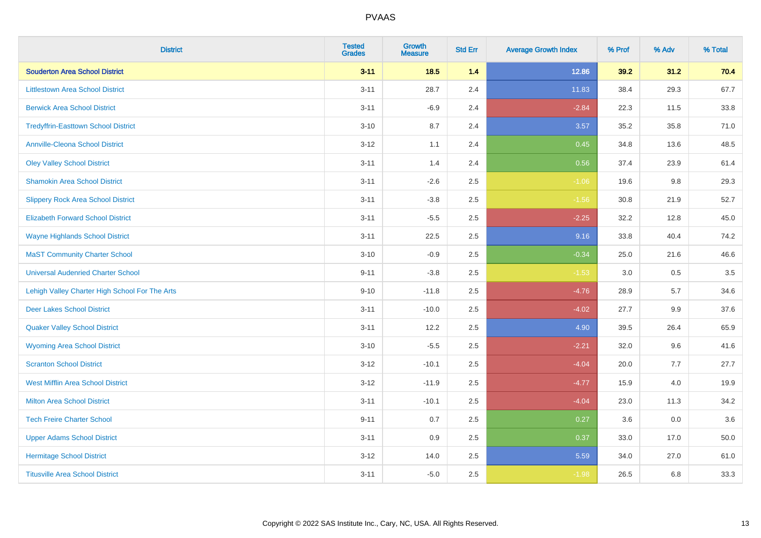| District | Tested Grades | Growth Measure | Std Err | Average Growth Index | % Prof | % Adv | % Total |
|---|---|---|---|---|---|---|---|
| **Souderton Area School District** | **3-11** | **18.5** | **1.4** | **12.86** | **39.2** | **31.2** | **70.4** |
| Littlestown Area School District | 3-11 | 28.7 | 2.4 | 11.83 | 38.4 | 29.3 | 67.7 |
| Berwick Area School District | 3-11 | -6.9 | 2.4 | -2.84 | 22.3 | 11.5 | 33.8 |
| Tredyffrin-Easttown School District | 3-10 | 8.7 | 2.4 | 3.57 | 35.2 | 35.8 | 71.0 |
| Annville-Cleona School District | 3-12 | 1.1 | 2.4 | 0.45 | 34.8 | 13.6 | 48.5 |
| Oley Valley School District | 3-11 | 1.4 | 2.4 | 0.56 | 37.4 | 23.9 | 61.4 |
| Shamokin Area School District | 3-11 | -2.6 | 2.5 | -1.06 | 19.6 | 9.8 | 29.3 |
| Slippery Rock Area School District | 3-11 | -3.8 | 2.5 | -1.56 | 30.8 | 21.9 | 52.7 |
| Elizabeth Forward School District | 3-11 | -5.5 | 2.5 | -2.25 | 32.2 | 12.8 | 45.0 |
| Wayne Highlands School District | 3-11 | 22.5 | 2.5 | 9.16 | 33.8 | 40.4 | 74.2 |
| MaST Community Charter School | 3-10 | -0.9 | 2.5 | -0.34 | 25.0 | 21.6 | 46.6 |
| Universal Audenried Charter School | 9-11 | -3.8 | 2.5 | -1.53 | 3.0 | 0.5 | 3.5 |
| Lehigh Valley Charter High School For The Arts | 9-10 | -11.8 | 2.5 | -4.76 | 28.9 | 5.7 | 34.6 |
| Deer Lakes School District | 3-11 | -10.0 | 2.5 | -4.02 | 27.7 | 9.9 | 37.6 |
| Quaker Valley School District | 3-11 | 12.2 | 2.5 | 4.90 | 39.5 | 26.4 | 65.9 |
| Wyoming Area School District | 3-10 | -5.5 | 2.5 | -2.21 | 32.0 | 9.6 | 41.6 |
| Scranton School District | 3-12 | -10.1 | 2.5 | -4.04 | 20.0 | 7.7 | 27.7 |
| West Mifflin Area School District | 3-12 | -11.9 | 2.5 | -4.77 | 15.9 | 4.0 | 19.9 |
| Milton Area School District | 3-11 | -10.1 | 2.5 | -4.04 | 23.0 | 11.3 | 34.2 |
| Tech Freire Charter School | 9-11 | 0.7 | 2.5 | 0.27 | 3.6 | 0.0 | 3.6 |
| Upper Adams School District | 3-11 | 0.9 | 2.5 | 0.37 | 33.0 | 17.0 | 50.0 |
| Hermitage School District | 3-12 | 14.0 | 2.5 | 5.59 | 34.0 | 27.0 | 61.0 |
| Titusville Area School District | 3-11 | -5.0 | 2.5 | -1.98 | 26.5 | 6.8 | 33.3 |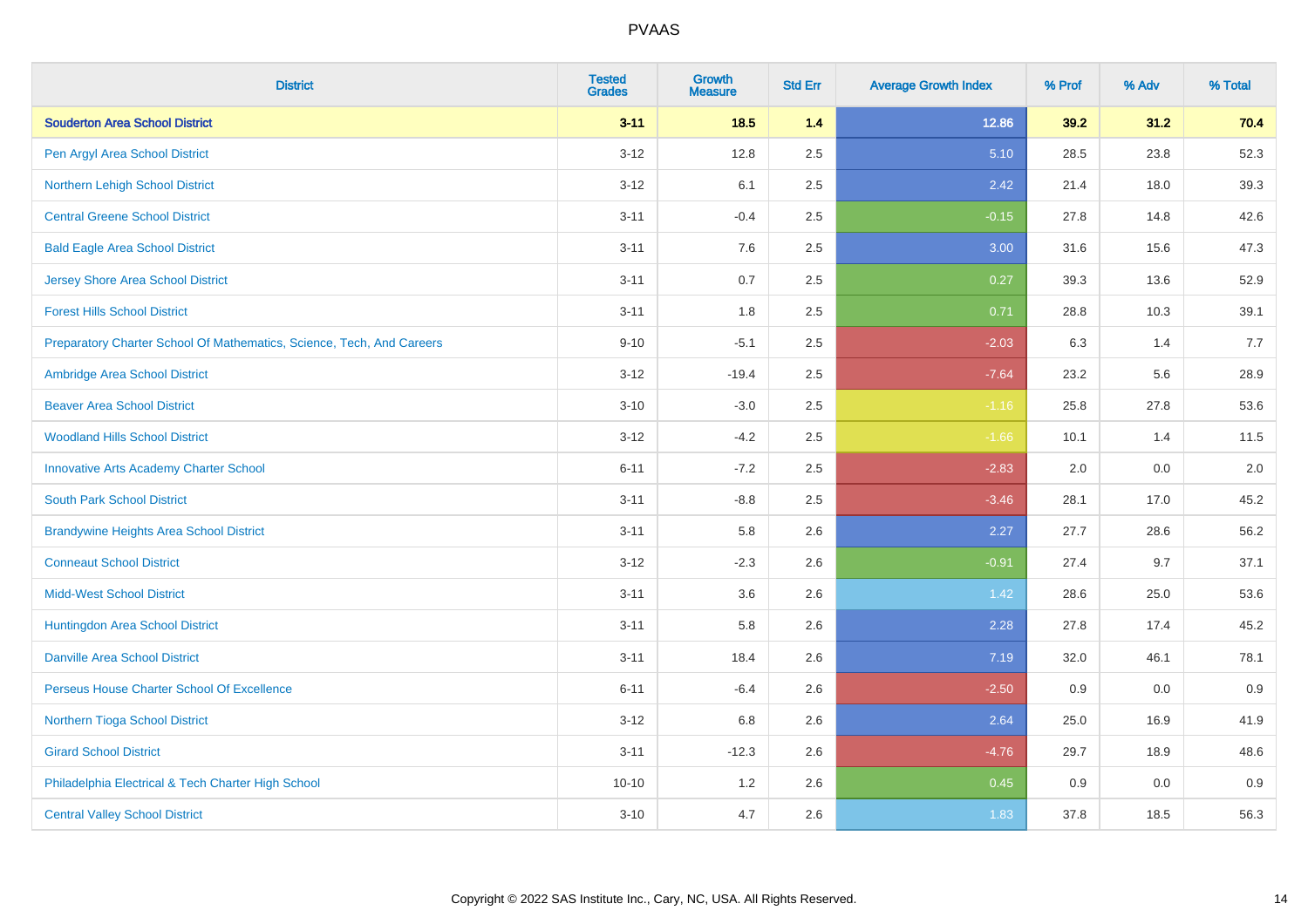| District | Tested Grades | Growth Measure | Std Err | Average Growth Index | % Prof | % Adv | % Total |
|---|---|---|---|---|---|---|---|
| **Souderton Area School District** | **3-11** | **18.5** | **1.4** | **12.86** | **39.2** | **31.2** | **70.4** |
| Pen Argyl Area School District | 3-12 | 12.8 | 2.5 | 5.10 | 28.5 | 23.8 | 52.3 |
| Northern Lehigh School District | 3-12 | 6.1 | 2.5 | 2.42 | 21.4 | 18.0 | 39.3 |
| Central Greene School District | 3-11 | -0.4 | 2.5 | -0.15 | 27.8 | 14.8 | 42.6 |
| Bald Eagle Area School District | 3-11 | 7.6 | 2.5 | 3.00 | 31.6 | 15.6 | 47.3 |
| Jersey Shore Area School District | 3-11 | 0.7 | 2.5 | 0.27 | 39.3 | 13.6 | 52.9 |
| Forest Hills School District | 3-11 | 1.8 | 2.5 | 0.71 | 28.8 | 10.3 | 39.1 |
| Preparatory Charter School Of Mathematics, Science, Tech, And Careers | 9-10 | -5.1 | 2.5 | -2.03 | 6.3 | 1.4 | 7.7 |
| Ambridge Area School District | 3-12 | -19.4 | 2.5 | -7.64 | 23.2 | 5.6 | 28.9 |
| Beaver Area School District | 3-10 | -3.0 | 2.5 | -1.16 | 25.8 | 27.8 | 53.6 |
| Woodland Hills School District | 3-12 | -4.2 | 2.5 | -1.66 | 10.1 | 1.4 | 11.5 |
| Innovative Arts Academy Charter School | 6-11 | -7.2 | 2.5 | -2.83 | 2.0 | 0.0 | 2.0 |
| South Park School District | 3-11 | -8.8 | 2.5 | -3.46 | 28.1 | 17.0 | 45.2 |
| Brandywine Heights Area School District | 3-11 | 5.8 | 2.6 | 2.27 | 27.7 | 28.6 | 56.2 |
| Conneaut School District | 3-12 | -2.3 | 2.6 | -0.91 | 27.4 | 9.7 | 37.1 |
| Midd-West School District | 3-11 | 3.6 | 2.6 | 1.42 | 28.6 | 25.0 | 53.6 |
| Huntingdon Area School District | 3-11 | 5.8 | 2.6 | 2.28 | 27.8 | 17.4 | 45.2 |
| Danville Area School District | 3-11 | 18.4 | 2.6 | 7.19 | 32.0 | 46.1 | 78.1 |
| Perseus House Charter School Of Excellence | 6-11 | -6.4 | 2.6 | -2.50 | 0.9 | 0.0 | 0.9 |
| Northern Tioga School District | 3-12 | 6.8 | 2.6 | 2.64 | 25.0 | 16.9 | 41.9 |
| Girard School District | 3-11 | -12.3 | 2.6 | -4.76 | 29.7 | 18.9 | 48.6 |
| Philadelphia Electrical & Tech Charter High School | 10-10 | 1.2 | 2.6 | 0.45 | 0.9 | 0.0 | 0.9 |
| Central Valley School District | 3-10 | 4.7 | 2.6 | 1.83 | 37.8 | 18.5 | 56.3 |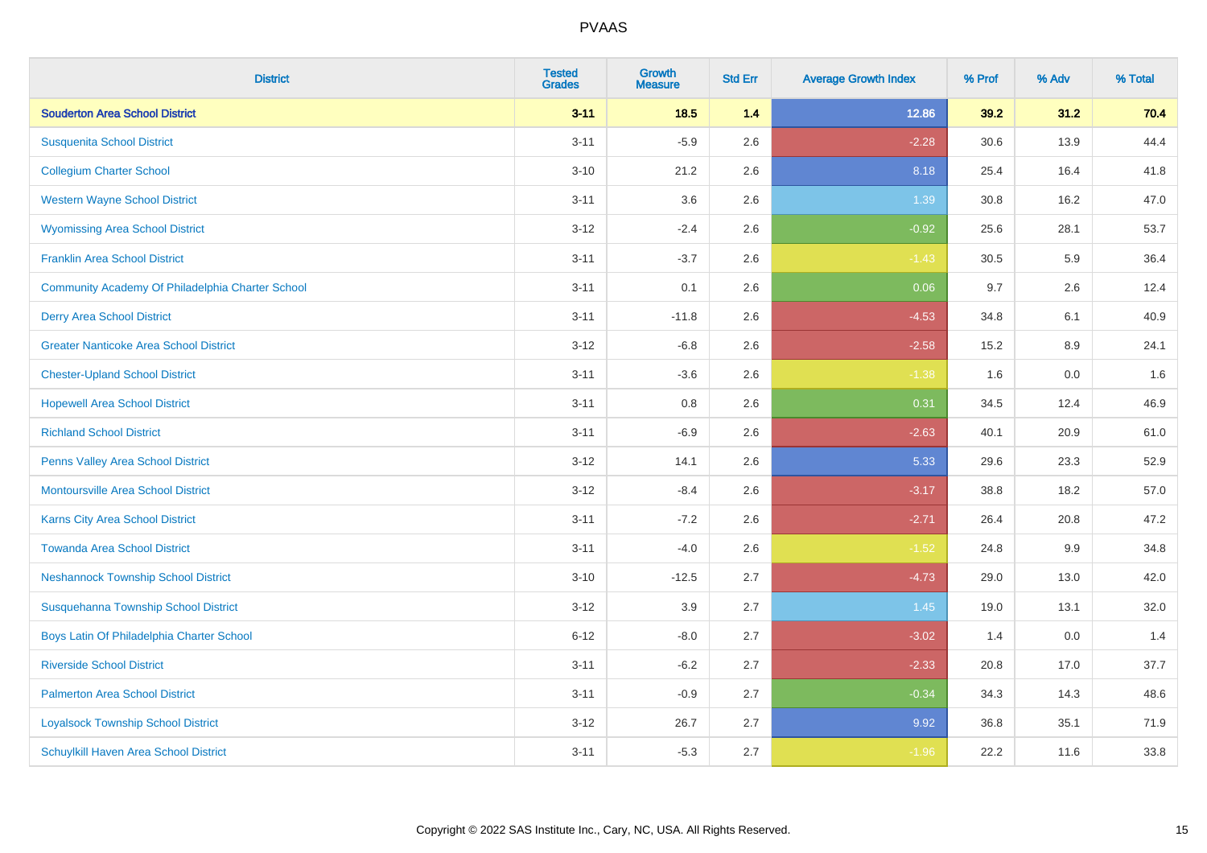# PVAAS

| District | Tested Grades | Growth Measure | Std Err | Average Growth Index | % Prof | % Adv | % Total |
|---|---|---|---|---|---|---|---|
| **Souderton Area School District** | **3-11** | **18.5** | **1.4** | **12.86** | **39.2** | **31.2** | **70.4** |
| Susquenita School District | 3-11 | -5.9 | 2.6 | -2.28 | 30.6 | 13.9 | 44.4 |
| Collegium Charter School | 3-10 | 21.2 | 2.6 | 8.18 | 25.4 | 16.4 | 41.8 |
| Western Wayne School District | 3-11 | 3.6 | 2.6 | 1.39 | 30.8 | 16.2 | 47.0 |
| Wyomissing Area School District | 3-12 | -2.4 | 2.6 | -0.92 | 25.6 | 28.1 | 53.7 |
| Franklin Area School District | 3-11 | -3.7 | 2.6 | -1.43 | 30.5 | 5.9 | 36.4 |
| Community Academy Of Philadelphia Charter School | 3-11 | 0.1 | 2.6 | 0.06 | 9.7 | 2.6 | 12.4 |
| Derry Area School District | 3-11 | -11.8 | 2.6 | -4.53 | 34.8 | 6.1 | 40.9 |
| Greater Nanticoke Area School District | 3-12 | -6.8 | 2.6 | -2.58 | 15.2 | 8.9 | 24.1 |
| Chester-Upland School District | 3-11 | -3.6 | 2.6 | -1.38 | 1.6 | 0.0 | 1.6 |
| Hopewell Area School District | 3-11 | 0.8 | 2.6 | 0.31 | 34.5 | 12.4 | 46.9 |
| Richland School District | 3-11 | -6.9 | 2.6 | -2.63 | 40.1 | 20.9 | 61.0 |
| Penns Valley Area School District | 3-12 | 14.1 | 2.6 | 5.33 | 29.6 | 23.3 | 52.9 |
| Montoursville Area School District | 3-12 | -8.4 | 2.6 | -3.17 | 38.8 | 18.2 | 57.0 |
| Karns City Area School District | 3-11 | -7.2 | 2.6 | -2.71 | 26.4 | 20.8 | 47.2 |
| Towanda Area School District | 3-11 | -4.0 | 2.6 | -1.52 | 24.8 | 9.9 | 34.8 |
| Neshannock Township School District | 3-10 | -12.5 | 2.7 | -4.73 | 29.0 | 13.0 | 42.0 |
| Susquehanna Township School District | 3-12 | 3.9 | 2.7 | 1.45 | 19.0 | 13.1 | 32.0 |
| Boys Latin Of Philadelphia Charter School | 6-12 | -8.0 | 2.7 | -3.02 | 1.4 | 0.0 | 1.4 |
| Riverside School District | 3-11 | -6.2 | 2.7 | -2.33 | 20.8 | 17.0 | 37.7 |
| Palmerton Area School District | 3-11 | -0.9 | 2.7 | -0.34 | 34.3 | 14.3 | 48.6 |
| Loyalsock Township School District | 3-12 | 26.7 | 2.7 | 9.92 | 36.8 | 35.1 | 71.9 |
| Schuylkill Haven Area School District | 3-11 | -5.3 | 2.7 | -1.96 | 22.2 | 11.6 | 33.8 |

Copyright © 2022 SAS Institute Inc., Cary, NC, USA. All Rights Reserved.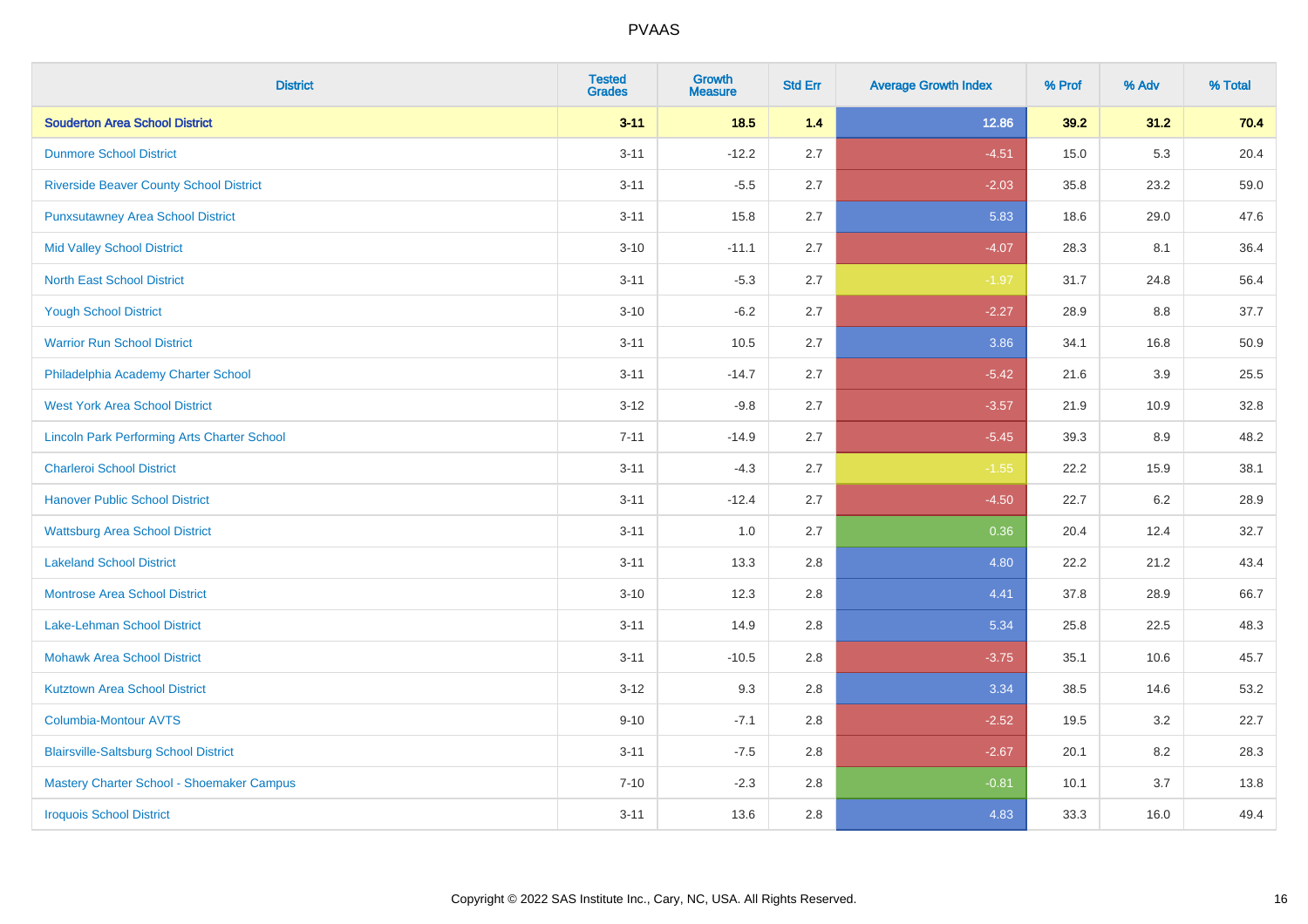| District | Tested Grades | Growth Measure | Std Err | Average Growth Index | % Prof | % Adv | % Total |
|---|---|---|---|---|---|---|---|
| **Souderton Area School District** | **3-11** | **18.5** | **1.4** | **12.86** | **39.2** | **31.2** | **70.4** |
| Dunmore School District | 3-11 | -12.2 | 2.7 | -4.51 | 15.0 | 5.3 | 20.4 |
| Riverside Beaver County School District | 3-11 | -5.5 | 2.7 | -2.03 | 35.8 | 23.2 | 59.0 |
| Punxsutawney Area School District | 3-11 | 15.8 | 2.7 | 5.83 | 18.6 | 29.0 | 47.6 |
| Mid Valley School District | 3-10 | -11.1 | 2.7 | -4.07 | 28.3 | 8.1 | 36.4 |
| North East School District | 3-11 | -5.3 | 2.7 | -1.97 | 31.7 | 24.8 | 56.4 |
| Yough School District | 3-10 | -6.2 | 2.7 | -2.27 | 28.9 | 8.8 | 37.7 |
| Warrior Run School District | 3-11 | 10.5 | 2.7 | 3.86 | 34.1 | 16.8 | 50.9 |
| Philadelphia Academy Charter School | 3-11 | -14.7 | 2.7 | -5.42 | 21.6 | 3.9 | 25.5 |
| West York Area School District | 3-12 | -9.8 | 2.7 | -3.57 | 21.9 | 10.9 | 32.8 |
| Lincoln Park Performing Arts Charter School | 7-11 | -14.9 | 2.7 | -5.45 | 39.3 | 8.9 | 48.2 |
| Charleroi School District | 3-11 | -4.3 | 2.7 | -1.55 | 22.2 | 15.9 | 38.1 |
| Hanover Public School District | 3-11 | -12.4 | 2.7 | -4.50 | 22.7 | 6.2 | 28.9 |
| Wattsburg Area School District | 3-11 | 1.0 | 2.7 | 0.36 | 20.4 | 12.4 | 32.7 |
| Lakeland School District | 3-11 | 13.3 | 2.8 | 4.80 | 22.2 | 21.2 | 43.4 |
| Montrose Area School District | 3-10 | 12.3 | 2.8 | 4.41 | 37.8 | 28.9 | 66.7 |
| Lake-Lehman School District | 3-11 | 14.9 | 2.8 | 5.34 | 25.8 | 22.5 | 48.3 |
| Mohawk Area School District | 3-11 | -10.5 | 2.8 | -3.75 | 35.1 | 10.6 | 45.7 |
| Kutztown Area School District | 3-12 | 9.3 | 2.8 | 3.34 | 38.5 | 14.6 | 53.2 |
| Columbia-Montour AVTS | 9-10 | -7.1 | 2.8 | -2.52 | 19.5 | 3.2 | 22.7 |
| Blairsville-Saltsburg School District | 3-11 | -7.5 | 2.8 | -2.67 | 20.1 | 8.2 | 28.3 |
| Mastery Charter School - Shoemaker Campus | 7-10 | -2.3 | 2.8 | -0.81 | 10.1 | 3.7 | 13.8 |
| Iroquois School District | 3-11 | 13.6 | 2.8 | 4.83 | 33.3 | 16.0 | 49.4 |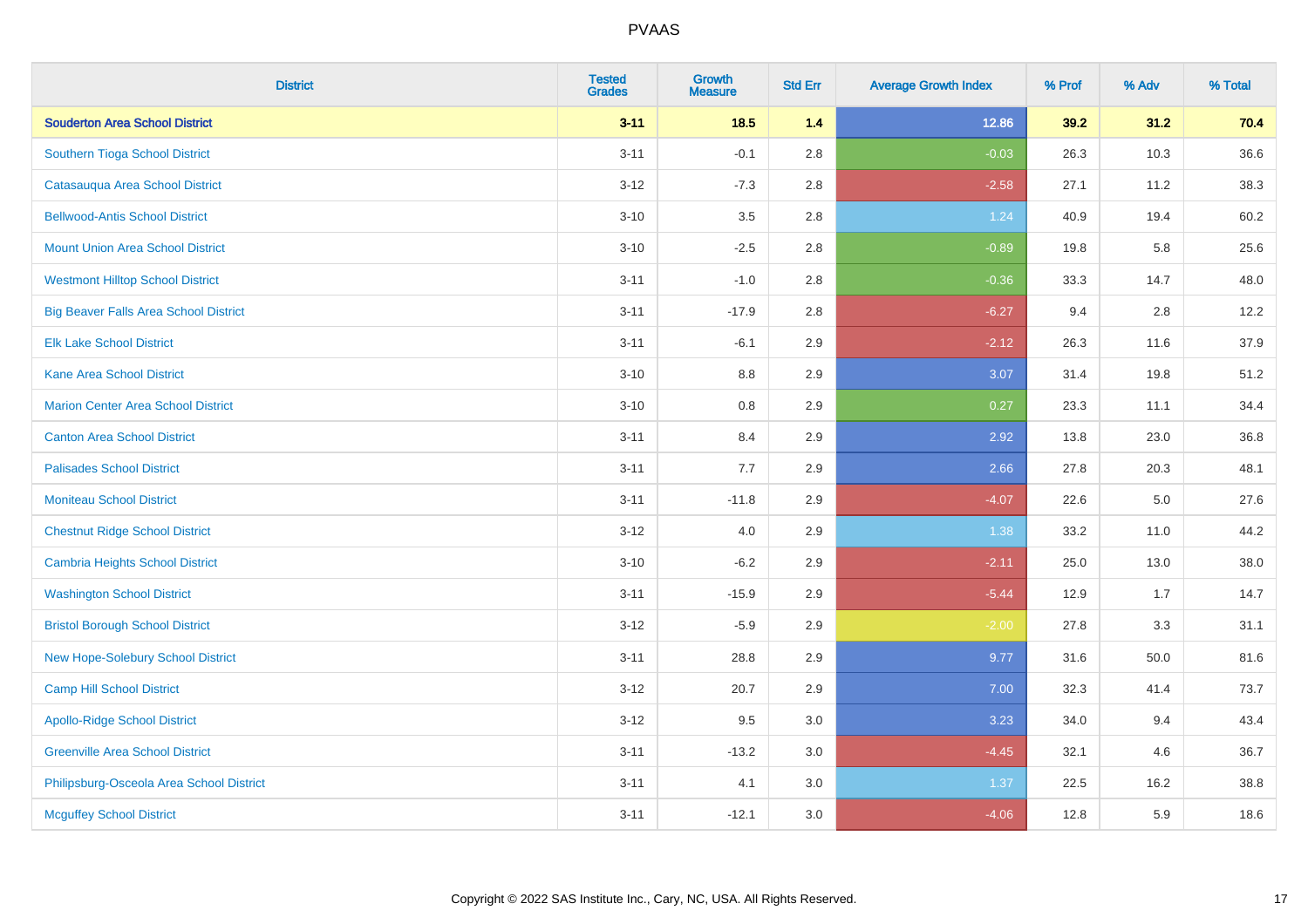| District | Tested Grades | Growth Measure | Std Err | Average Growth Index | % Prof | % Adv | % Total |
|---|---|---|---|---|---|---|---|
| **Souderton Area School District** | **3-11** | **18.5** | **1.4** | **12.86** | **39.2** | **31.2** | **70.4** |
| Southern Tioga School District | 3-11 | -0.1 | 2.8 | -0.03 | 26.3 | 10.3 | 36.6 |
| Catasauqua Area School District | 3-12 | -7.3 | 2.8 | -2.58 | 27.1 | 11.2 | 38.3 |
| Bellwood-Antis School District | 3-10 | 3.5 | 2.8 | 1.24 | 40.9 | 19.4 | 60.2 |
| Mount Union Area School District | 3-10 | -2.5 | 2.8 | -0.89 | 19.8 | 5.8 | 25.6 |
| Westmont Hilltop School District | 3-11 | -1.0 | 2.8 | -0.36 | 33.3 | 14.7 | 48.0 |
| Big Beaver Falls Area School District | 3-11 | -17.9 | 2.8 | -6.27 | 9.4 | 2.8 | 12.2 |
| Elk Lake School District | 3-11 | -6.1 | 2.9 | -2.12 | 26.3 | 11.6 | 37.9 |
| Kane Area School District | 3-10 | 8.8 | 2.9 | 3.07 | 31.4 | 19.8 | 51.2 |
| Marion Center Area School District | 3-10 | 0.8 | 2.9 | 0.27 | 23.3 | 11.1 | 34.4 |
| Canton Area School District | 3-11 | 8.4 | 2.9 | 2.92 | 13.8 | 23.0 | 36.8 |
| Palisades School District | 3-11 | 7.7 | 2.9 | 2.66 | 27.8 | 20.3 | 48.1 |
| Moniteau School District | 3-11 | -11.8 | 2.9 | -4.07 | 22.6 | 5.0 | 27.6 |
| Chestnut Ridge School District | 3-12 | 4.0 | 2.9 | 1.38 | 33.2 | 11.0 | 44.2 |
| Cambria Heights School District | 3-10 | -6.2 | 2.9 | -2.11 | 25.0 | 13.0 | 38.0 |
| Washington School District | 3-11 | -15.9 | 2.9 | -5.44 | 12.9 | 1.7 | 14.7 |
| Bristol Borough School District | 3-12 | -5.9 | 2.9 | -2.00 | 27.8 | 3.3 | 31.1 |
| New Hope-Solebury School District | 3-11 | 28.8 | 2.9 | 9.77 | 31.6 | 50.0 | 81.6 |
| Camp Hill School District | 3-12 | 20.7 | 2.9 | 7.00 | 32.3 | 41.4 | 73.7 |
| Apollo-Ridge School District | 3-12 | 9.5 | 3.0 | 3.23 | 34.0 | 9.4 | 43.4 |
| Greenville Area School District | 3-11 | -13.2 | 3.0 | -4.45 | 32.1 | 4.6 | 36.7 |
| Philipsburg-Osceola Area School District | 3-11 | 4.1 | 3.0 | 1.37 | 22.5 | 16.2 | 38.8 |
| Mcguffey School District | 3-11 | -12.1 | 3.0 | -4.06 | 12.8 | 5.9 | 18.6 |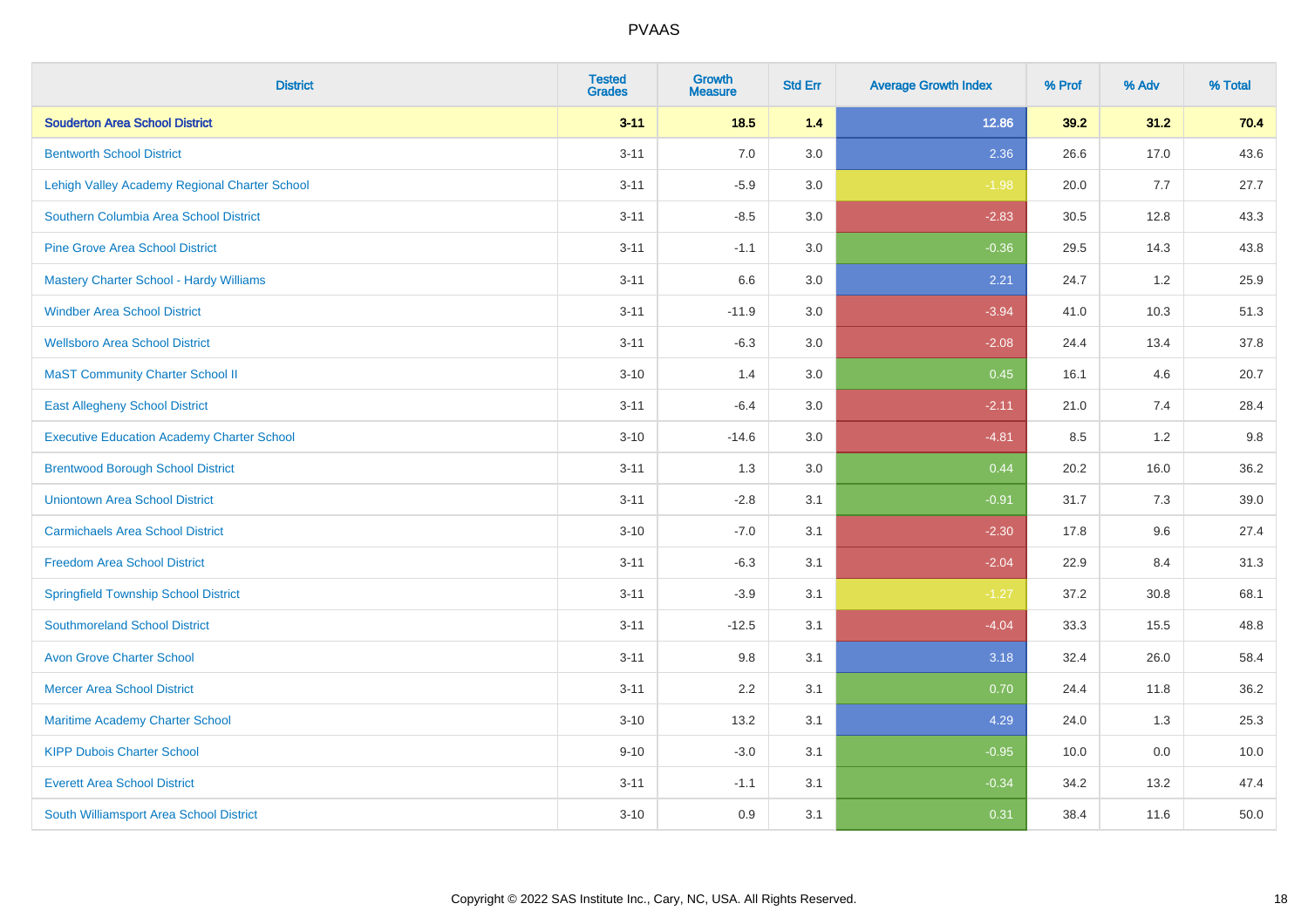| District | Tested Grades | Growth Measure | Std Err | Average Growth Index | % Prof | % Adv | % Total |
|---|---|---|---|---|---|---|---|
| **Souderton Area School District** | **3-11** | **18.5** | **1.4** | **12.86** | **39.2** | **31.2** | **70.4** |
| Bentworth School District | 3-11 | 7.0 | 3.0 | 2.36 | 26.6 | 17.0 | 43.6 |
| Lehigh Valley Academy Regional Charter School | 3-11 | -5.9 | 3.0 | -1.98 | 20.0 | 7.7 | 27.7 |
| Southern Columbia Area School District | 3-11 | -8.5 | 3.0 | -2.83 | 30.5 | 12.8 | 43.3 |
| Pine Grove Area School District | 3-11 | -1.1 | 3.0 | -0.36 | 29.5 | 14.3 | 43.8 |
| Mastery Charter School - Hardy Williams | 3-11 | 6.6 | 3.0 | 2.21 | 24.7 | 1.2 | 25.9 |
| Windber Area School District | 3-11 | -11.9 | 3.0 | -3.94 | 41.0 | 10.3 | 51.3 |
| Wellsboro Area School District | 3-11 | -6.3 | 3.0 | -2.08 | 24.4 | 13.4 | 37.8 |
| MaST Community Charter School II | 3-10 | 1.4 | 3.0 | 0.45 | 16.1 | 4.6 | 20.7 |
| East Allegheny School District | 3-11 | -6.4 | 3.0 | -2.11 | 21.0 | 7.4 | 28.4 |
| Executive Education Academy Charter School | 3-10 | -14.6 | 3.0 | -4.81 | 8.5 | 1.2 | 9.8 |
| Brentwood Borough School District | 3-11 | 1.3 | 3.0 | 0.44 | 20.2 | 16.0 | 36.2 |
| Uniontown Area School District | 3-11 | -2.8 | 3.1 | -0.91 | 31.7 | 7.3 | 39.0 |
| Carmichaels Area School District | 3-10 | -7.0 | 3.1 | -2.30 | 17.8 | 9.6 | 27.4 |
| Freedom Area School District | 3-11 | -6.3 | 3.1 | -2.04 | 22.9 | 8.4 | 31.3 |
| Springfield Township School District | 3-11 | -3.9 | 3.1 | -1.27 | 37.2 | 30.8 | 68.1 |
| Southmoreland School District | 3-11 | -12.5 | 3.1 | -4.04 | 33.3 | 15.5 | 48.8 |
| Avon Grove Charter School | 3-11 | 9.8 | 3.1 | 3.18 | 32.4 | 26.0 | 58.4 |
| Mercer Area School District | 3-11 | 2.2 | 3.1 | 0.70 | 24.4 | 11.8 | 36.2 |
| Maritime Academy Charter School | 3-10 | 13.2 | 3.1 | 4.29 | 24.0 | 1.3 | 25.3 |
| KIPP Dubois Charter School | 9-10 | -3.0 | 3.1 | -0.95 | 10.0 | 0.0 | 10.0 |
| Everett Area School District | 3-11 | -1.1 | 3.1 | -0.34 | 34.2 | 13.2 | 47.4 |
| South Williamsport Area School District | 3-10 | 0.9 | 3.1 | 0.31 | 38.4 | 11.6 | 50.0 |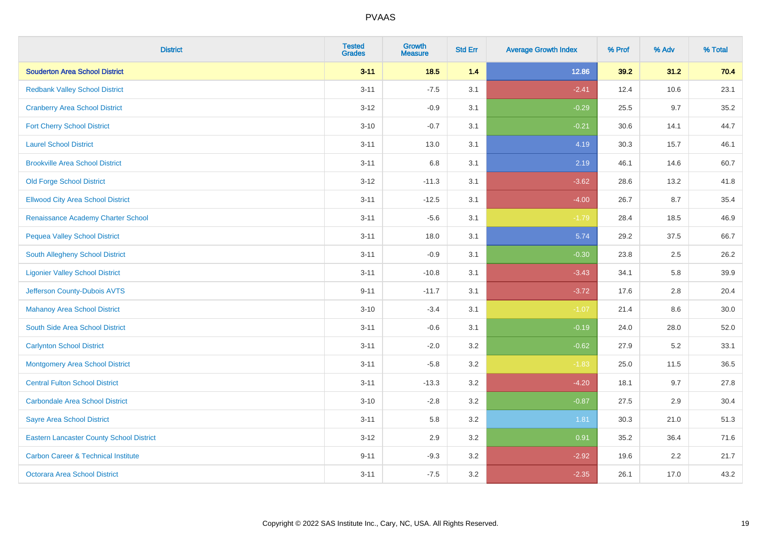| District | Tested Grades | Growth Measure | Std Err | Average Growth Index | % Prof | % Adv | % Total |
|---|---|---|---|---|---|---|---|
| **Souderton Area School District** | **3-11** | **18.5** | **1.4** | **12.86** | **39.2** | **31.2** | **70.4** |
| Redbank Valley School District | 3-11 | -7.5 | 3.1 | -2.41 | 12.4 | 10.6 | 23.1 |
| Cranberry Area School District | 3-12 | -0.9 | 3.1 | -0.29 | 25.5 | 9.7 | 35.2 |
| Fort Cherry School District | 3-10 | -0.7 | 3.1 | -0.21 | 30.6 | 14.1 | 44.7 |
| Laurel School District | 3-11 | 13.0 | 3.1 | 4.19 | 30.3 | 15.7 | 46.1 |
| Brookville Area School District | 3-11 | 6.8 | 3.1 | 2.19 | 46.1 | 14.6 | 60.7 |
| Old Forge School District | 3-12 | -11.3 | 3.1 | -3.62 | 28.6 | 13.2 | 41.8 |
| Ellwood City Area School District | 3-11 | -12.5 | 3.1 | -4.00 | 26.7 | 8.7 | 35.4 |
| Renaissance Academy Charter School | 3-11 | -5.6 | 3.1 | -1.79 | 28.4 | 18.5 | 46.9 |
| Pequea Valley School District | 3-11 | 18.0 | 3.1 | 5.74 | 29.2 | 37.5 | 66.7 |
| South Allegheny School District | 3-11 | -0.9 | 3.1 | -0.30 | 23.8 | 2.5 | 26.2 |
| Ligonier Valley School District | 3-11 | -10.8 | 3.1 | -3.43 | 34.1 | 5.8 | 39.9 |
| Jefferson County-Dubois AVTS | 9-11 | -11.7 | 3.1 | -3.72 | 17.6 | 2.8 | 20.4 |
| Mahanoy Area School District | 3-10 | -3.4 | 3.1 | -1.07 | 21.4 | 8.6 | 30.0 |
| South Side Area School District | 3-11 | -0.6 | 3.1 | -0.19 | 24.0 | 28.0 | 52.0 |
| Carlynton School District | 3-11 | -2.0 | 3.2 | -0.62 | 27.9 | 5.2 | 33.1 |
| Montgomery Area School District | 3-11 | -5.8 | 3.2 | -1.83 | 25.0 | 11.5 | 36.5 |
| Central Fulton School District | 3-11 | -13.3 | 3.2 | -4.20 | 18.1 | 9.7 | 27.8 |
| Carbondale Area School District | 3-10 | -2.8 | 3.2 | -0.87 | 27.5 | 2.9 | 30.4 |
| Sayre Area School District | 3-11 | 5.8 | 3.2 | 1.81 | 30.3 | 21.0 | 51.3 |
| Eastern Lancaster County School District | 3-12 | 2.9 | 3.2 | 0.91 | 35.2 | 36.4 | 71.6 |
| Carbon Career & Technical Institute | 9-11 | -9.3 | 3.2 | -2.92 | 19.6 | 2.2 | 21.7 |
| Octorara Area School District | 3-11 | -7.5 | 3.2 | -2.35 | 26.1 | 17.0 | 43.2 |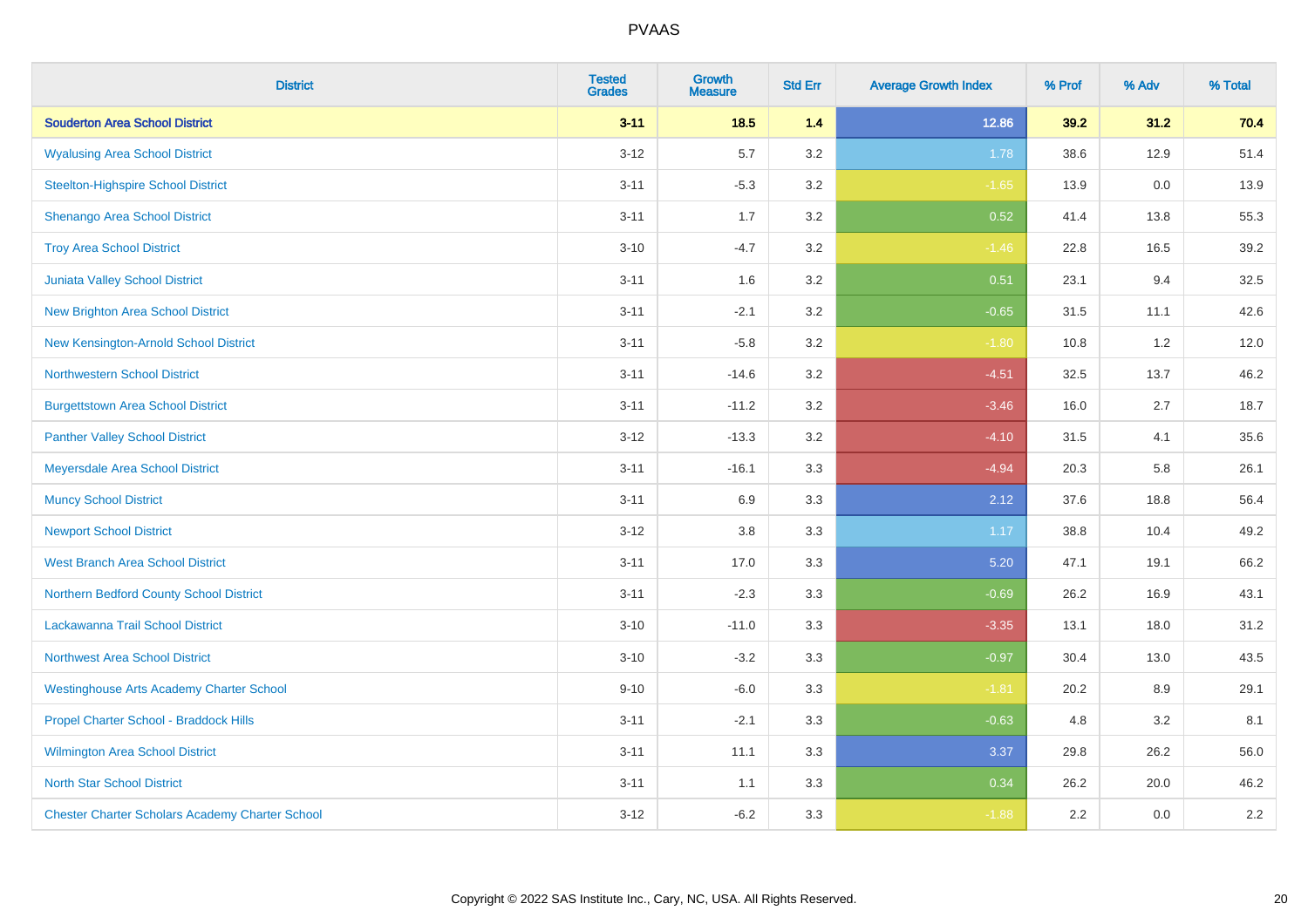# PVAAS

| District | Tested Grades | Growth Measure | Std Err | Average Growth Index | % Prof | % Adv | % Total |
|---|---|---|---|---|---|---|---|
| **Souderton Area School District** | **3-11** | **18.5** | **1.4** | **12.86** | **39.2** | **31.2** | **70.4** |
| Wyalusing Area School District | 3-12 | 5.7 | 3.2 | 1.78 | 38.6 | 12.9 | 51.4 |
| Steelton-Highspire School District | 3-11 | -5.3 | 3.2 | -1.65 | 13.9 | 0.0 | 13.9 |
| Shenango Area School District | 3-11 | 1.7 | 3.2 | 0.52 | 41.4 | 13.8 | 55.3 |
| Troy Area School District | 3-10 | -4.7 | 3.2 | -1.46 | 22.8 | 16.5 | 39.2 |
| Juniata Valley School District | 3-11 | 1.6 | 3.2 | 0.51 | 23.1 | 9.4 | 32.5 |
| New Brighton Area School District | 3-11 | -2.1 | 3.2 | -0.65 | 31.5 | 11.1 | 42.6 |
| New Kensington-Arnold School District | 3-11 | -5.8 | 3.2 | -1.80 | 10.8 | 1.2 | 12.0 |
| Northwestern School District | 3-11 | -14.6 | 3.2 | -4.51 | 32.5 | 13.7 | 46.2 |
| Burgettstown Area School District | 3-11 | -11.2 | 3.2 | -3.46 | 16.0 | 2.7 | 18.7 |
| Panther Valley School District | 3-12 | -13.3 | 3.2 | -4.10 | 31.5 | 4.1 | 35.6 |
| Meyersdale Area School District | 3-11 | -16.1 | 3.3 | -4.94 | 20.3 | 5.8 | 26.1 |
| Muncy School District | 3-11 | 6.9 | 3.3 | 2.12 | 37.6 | 18.8 | 56.4 |
| Newport School District | 3-12 | 3.8 | 3.3 | 1.17 | 38.8 | 10.4 | 49.2 |
| West Branch Area School District | 3-11 | 17.0 | 3.3 | 5.20 | 47.1 | 19.1 | 66.2 |
| Northern Bedford County School District | 3-11 | -2.3 | 3.3 | -0.69 | 26.2 | 16.9 | 43.1 |
| Lackawanna Trail School District | 3-10 | -11.0 | 3.3 | -3.35 | 13.1 | 18.0 | 31.2 |
| Northwest Area School District | 3-10 | -3.2 | 3.3 | -0.97 | 30.4 | 13.0 | 43.5 |
| Westinghouse Arts Academy Charter School | 9-10 | -6.0 | 3.3 | -1.81 | 20.2 | 8.9 | 29.1 |
| Propel Charter School - Braddock Hills | 3-11 | -2.1 | 3.3 | -0.63 | 4.8 | 3.2 | 8.1 |
| Wilmington Area School District | 3-11 | 11.1 | 3.3 | 3.37 | 29.8 | 26.2 | 56.0 |
| North Star School District | 3-11 | 1.1 | 3.3 | 0.34 | 26.2 | 20.0 | 46.2 |
| Chester Charter Scholars Academy Charter School | 3-12 | -6.2 | 3.3 | -1.88 | 2.2 | 0.0 | 2.2 |

Copyright © 2022 SAS Institute Inc., Cary, NC, USA. All Rights Reserved.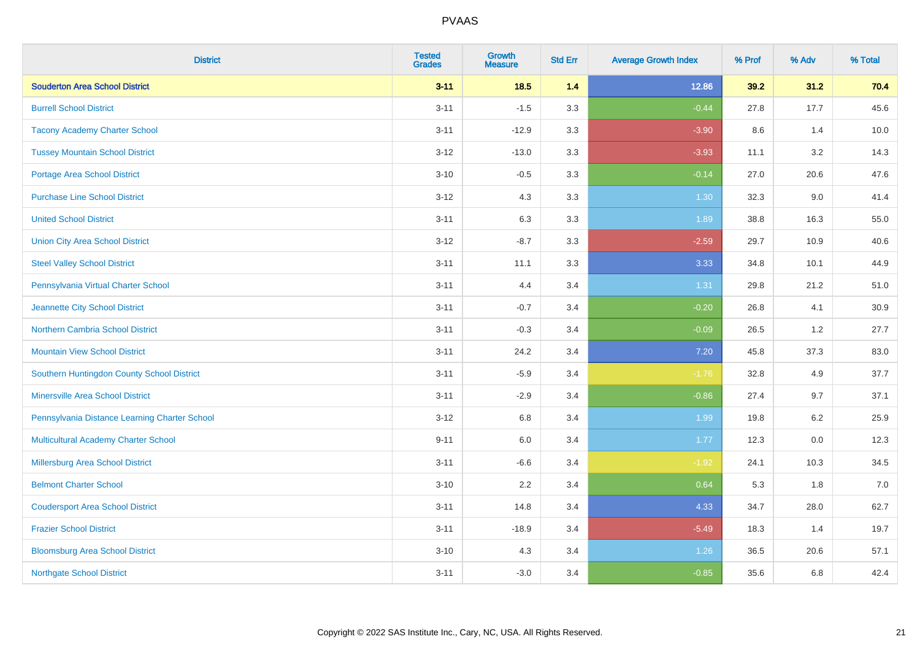| District | Tested Grades | Growth Measure | Std Err | Average Growth Index | % Prof | % Adv | % Total |
|---|---|---|---|---|---|---|---|
| **Souderton Area School District** | **3-11** | **18.5** | **1.4** | **12.86** | **39.2** | **31.2** | **70.4** |
| Burrell School District | 3-11 | -1.5 | 3.3 | -0.44 | 27.8 | 17.7 | 45.6 |
| Tacony Academy Charter School | 3-11 | -12.9 | 3.3 | -3.90 | 8.6 | 1.4 | 10.0 |
| Tussey Mountain School District | 3-12 | -13.0 | 3.3 | -3.93 | 11.1 | 3.2 | 14.3 |
| Portage Area School District | 3-10 | -0.5 | 3.3 | -0.14 | 27.0 | 20.6 | 47.6 |
| Purchase Line School District | 3-12 | 4.3 | 3.3 | 1.30 | 32.3 | 9.0 | 41.4 |
| United School District | 3-11 | 6.3 | 3.3 | 1.89 | 38.8 | 16.3 | 55.0 |
| Union City Area School District | 3-12 | -8.7 | 3.3 | -2.59 | 29.7 | 10.9 | 40.6 |
| Steel Valley School District | 3-11 | 11.1 | 3.3 | 3.33 | 34.8 | 10.1 | 44.9 |
| Pennsylvania Virtual Charter School | 3-11 | 4.4 | 3.4 | 1.31 | 29.8 | 21.2 | 51.0 |
| Jeannette City School District | 3-11 | -0.7 | 3.4 | -0.20 | 26.8 | 4.1 | 30.9 |
| Northern Cambria School District | 3-11 | -0.3 | 3.4 | -0.09 | 26.5 | 1.2 | 27.7 |
| Mountain View School District | 3-11 | 24.2 | 3.4 | 7.20 | 45.8 | 37.3 | 83.0 |
| Southern Huntingdon County School District | 3-11 | -5.9 | 3.4 | -1.76 | 32.8 | 4.9 | 37.7 |
| Minersville Area School District | 3-11 | -2.9 | 3.4 | -0.86 | 27.4 | 9.7 | 37.1 |
| Pennsylvania Distance Learning Charter School | 3-12 | 6.8 | 3.4 | 1.99 | 19.8 | 6.2 | 25.9 |
| Multicultural Academy Charter School | 9-11 | 6.0 | 3.4 | 1.77 | 12.3 | 0.0 | 12.3 |
| Millersburg Area School District | 3-11 | -6.6 | 3.4 | -1.92 | 24.1 | 10.3 | 34.5 |
| Belmont Charter School | 3-10 | 2.2 | 3.4 | 0.64 | 5.3 | 1.8 | 7.0 |
| Coudersport Area School District | 3-11 | 14.8 | 3.4 | 4.33 | 34.7 | 28.0 | 62.7 |
| Frazier School District | 3-11 | -18.9 | 3.4 | -5.49 | 18.3 | 1.4 | 19.7 |
| Bloomsburg Area School District | 3-10 | 4.3 | 3.4 | 1.26 | 36.5 | 20.6 | 57.1 |
| Northgate School District | 3-11 | -3.0 | 3.4 | -0.85 | 35.6 | 6.8 | 42.4 |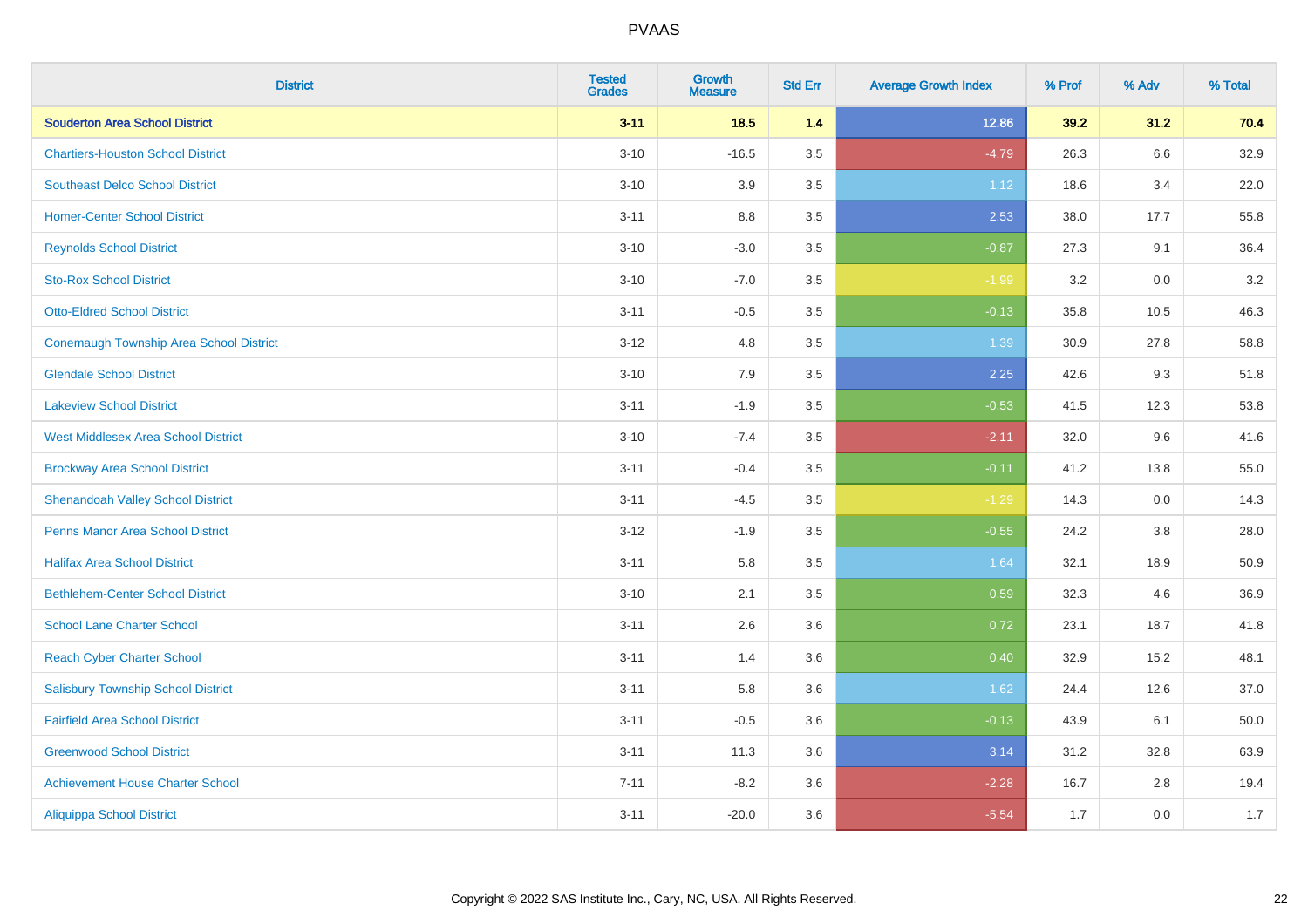PVAAS

| District | Tested Grades | Growth Measure | Std Err | Average Growth Index | % Prof | % Adv | % Total |
|---|---|---|---|---|---|---|---|
| **Souderton Area School District** | **3-11** | **18.5** | **1.4** | **12.86** | **39.2** | **31.2** | **70.4** |
| Chartiers-Houston School District | 3-10 | -16.5 | 3.5 | -4.79 | 26.3 | 6.6 | 32.9 |
| Southeast Delco School District | 3-10 | 3.9 | 3.5 | 1.12 | 18.6 | 3.4 | 22.0 |
| Homer-Center School District | 3-11 | 8.8 | 3.5 | 2.53 | 38.0 | 17.7 | 55.8 |
| Reynolds School District | 3-10 | -3.0 | 3.5 | -0.87 | 27.3 | 9.1 | 36.4 |
| Sto-Rox School District | 3-10 | -7.0 | 3.5 | -1.99 | 3.2 | 0.0 | 3.2 |
| Otto-Eldred School District | 3-11 | -0.5 | 3.5 | -0.13 | 35.8 | 10.5 | 46.3 |
| Conemaugh Township Area School District | 3-12 | 4.8 | 3.5 | 1.39 | 30.9 | 27.8 | 58.8 |
| Glendale School District | 3-10 | 7.9 | 3.5 | 2.25 | 42.6 | 9.3 | 51.8 |
| Lakeview School District | 3-11 | -1.9 | 3.5 | -0.53 | 41.5 | 12.3 | 53.8 |
| West Middlesex Area School District | 3-10 | -7.4 | 3.5 | -2.11 | 32.0 | 9.6 | 41.6 |
| Brockway Area School District | 3-11 | -0.4 | 3.5 | -0.11 | 41.2 | 13.8 | 55.0 |
| Shenandoah Valley School District | 3-11 | -4.5 | 3.5 | -1.29 | 14.3 | 0.0 | 14.3 |
| Penns Manor Area School District | 3-12 | -1.9 | 3.5 | -0.55 | 24.2 | 3.8 | 28.0 |
| Halifax Area School District | 3-11 | 5.8 | 3.5 | 1.64 | 32.1 | 18.9 | 50.9 |
| Bethlehem-Center School District | 3-10 | 2.1 | 3.5 | 0.59 | 32.3 | 4.6 | 36.9 |
| School Lane Charter School | 3-11 | 2.6 | 3.6 | 0.72 | 23.1 | 18.7 | 41.8 |
| Reach Cyber Charter School | 3-11 | 1.4 | 3.6 | 0.40 | 32.9 | 15.2 | 48.1 |
| Salisbury Township School District | 3-11 | 5.8 | 3.6 | 1.62 | 24.4 | 12.6 | 37.0 |
| Fairfield Area School District | 3-11 | -0.5 | 3.6 | -0.13 | 43.9 | 6.1 | 50.0 |
| Greenwood School District | 3-11 | 11.3 | 3.6 | 3.14 | 31.2 | 32.8 | 63.9 |
| Achievement House Charter School | 7-11 | -8.2 | 3.6 | -2.28 | 16.7 | 2.8 | 19.4 |
| Aliquippa School District | 3-11 | -20.0 | 3.6 | -5.54 | 1.7 | 0.0 | 1.7 |

Copyright © 2022 SAS Institute Inc., Cary, NC, USA. All Rights Reserved.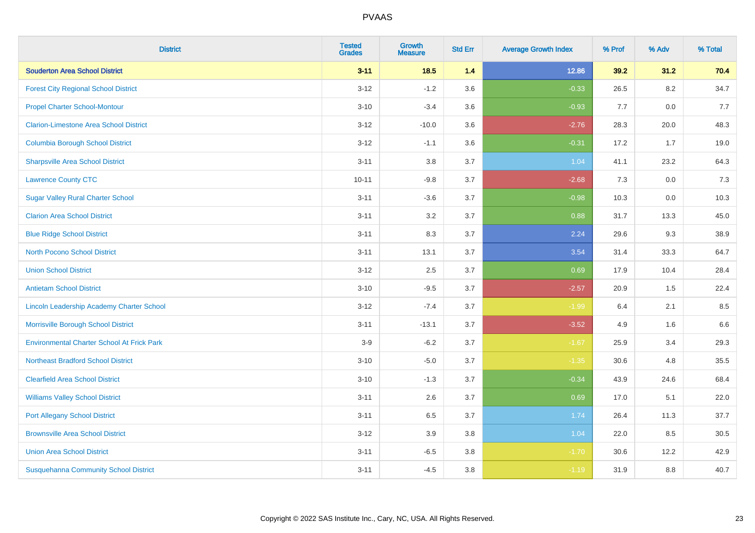# PVAAS

| District | Tested Grades | Growth Measure | Std Err | Average Growth Index | % Prof | % Adv | % Total |
|---|---|---|---|---|---|---|---|
| **Souderton Area School District** | **3-11** | **18.5** | **1.4** | **12.86** | **39.2** | **31.2** | **70.4** |
| Forest City Regional School District | 3-12 | -1.2 | 3.6 | -0.33 | 26.5 | 8.2 | 34.7 |
| Propel Charter School-Montour | 3-10 | -3.4 | 3.6 | -0.93 | 7.7 | 0.0 | 7.7 |
| Clarion-Limestone Area School District | 3-12 | -10.0 | 3.6 | -2.76 | 28.3 | 20.0 | 48.3 |
| Columbia Borough School District | 3-12 | -1.1 | 3.6 | -0.31 | 17.2 | 1.7 | 19.0 |
| Sharpsville Area School District | 3-11 | 3.8 | 3.7 | 1.04 | 41.1 | 23.2 | 64.3 |
| Lawrence County CTC | 10-11 | -9.8 | 3.7 | -2.68 | 7.3 | 0.0 | 7.3 |
| Sugar Valley Rural Charter School | 3-11 | -3.6 | 3.7 | -0.98 | 10.3 | 0.0 | 10.3 |
| Clarion Area School District | 3-11 | 3.2 | 3.7 | 0.88 | 31.7 | 13.3 | 45.0 |
| Blue Ridge School District | 3-11 | 8.3 | 3.7 | 2.24 | 29.6 | 9.3 | 38.9 |
| North Pocono School District | 3-11 | 13.1 | 3.7 | 3.54 | 31.4 | 33.3 | 64.7 |
| Union School District | 3-12 | 2.5 | 3.7 | 0.69 | 17.9 | 10.4 | 28.4 |
| Antietam School District | 3-10 | -9.5 | 3.7 | -2.57 | 20.9 | 1.5 | 22.4 |
| Lincoln Leadership Academy Charter School | 3-12 | -7.4 | 3.7 | -1.99 | 6.4 | 2.1 | 8.5 |
| Morrisville Borough School District | 3-11 | -13.1 | 3.7 | -3.52 | 4.9 | 1.6 | 6.6 |
| Environmental Charter School At Frick Park | 3-9 | -6.2 | 3.7 | -1.67 | 25.9 | 3.4 | 29.3 |
| Northeast Bradford School District | 3-10 | -5.0 | 3.7 | -1.35 | 30.6 | 4.8 | 35.5 |
| Clearfield Area School District | 3-10 | -1.3 | 3.7 | -0.34 | 43.9 | 24.6 | 68.4 |
| Williams Valley School District | 3-11 | 2.6 | 3.7 | 0.69 | 17.0 | 5.1 | 22.0 |
| Port Allegany School District | 3-11 | 6.5 | 3.7 | 1.74 | 26.4 | 11.3 | 37.7 |
| Brownsville Area School District | 3-12 | 3.9 | 3.8 | 1.04 | 22.0 | 8.5 | 30.5 |
| Union Area School District | 3-11 | -6.5 | 3.8 | -1.70 | 30.6 | 12.2 | 42.9 |
| Susquehanna Community School District | 3-11 | -4.5 | 3.8 | -1.19 | 31.9 | 8.8 | 40.7 |

Copyright © 2022 SAS Institute Inc., Cary, NC, USA. All Rights Reserved.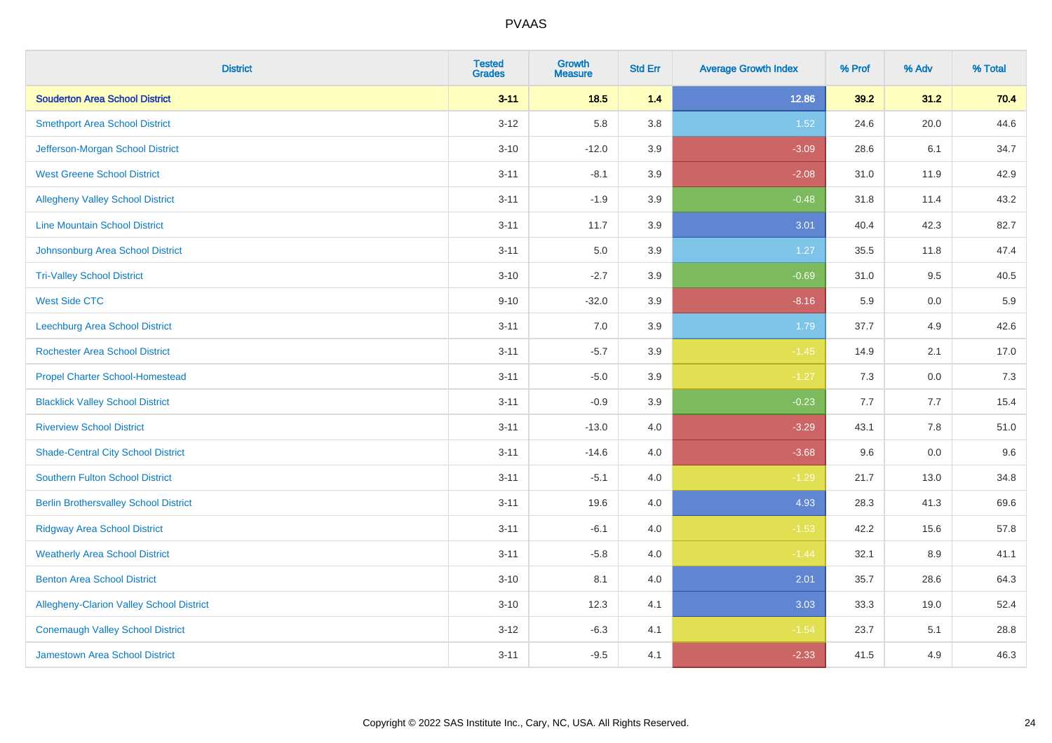| District | Tested Grades | Growth Measure | Std Err | Average Growth Index | % Prof | % Adv | % Total |
|---|---|---|---|---|---|---|---|
| **Souderton Area School District** | **3-11** | **18.5** | **1.4** | **12.86** | **39.2** | **31.2** | **70.4** |
| Smethport Area School District | 3-12 | 5.8 | 3.8 | 1.52 | 24.6 | 20.0 | 44.6 |
| Jefferson-Morgan School District | 3-10 | -12.0 | 3.9 | -3.09 | 28.6 | 6.1 | 34.7 |
| West Greene School District | 3-11 | -8.1 | 3.9 | -2.08 | 31.0 | 11.9 | 42.9 |
| Allegheny Valley School District | 3-11 | -1.9 | 3.9 | -0.48 | 31.8 | 11.4 | 43.2 |
| Line Mountain School District | 3-11 | 11.7 | 3.9 | 3.01 | 40.4 | 42.3 | 82.7 |
| Johnsonburg Area School District | 3-11 | 5.0 | 3.9 | 1.27 | 35.5 | 11.8 | 47.4 |
| Tri-Valley School District | 3-10 | -2.7 | 3.9 | -0.69 | 31.0 | 9.5 | 40.5 |
| West Side CTC | 9-10 | -32.0 | 3.9 | -8.16 | 5.9 | 0.0 | 5.9 |
| Leechburg Area School District | 3-11 | 7.0 | 3.9 | 1.79 | 37.7 | 4.9 | 42.6 |
| Rochester Area School District | 3-11 | -5.7 | 3.9 | -1.45 | 14.9 | 2.1 | 17.0 |
| Propel Charter School-Homestead | 3-11 | -5.0 | 3.9 | -1.27 | 7.3 | 0.0 | 7.3 |
| Blacklick Valley School District | 3-11 | -0.9 | 3.9 | -0.23 | 7.7 | 7.7 | 15.4 |
| Riverview School District | 3-11 | -13.0 | 4.0 | -3.29 | 43.1 | 7.8 | 51.0 |
| Shade-Central City School District | 3-11 | -14.6 | 4.0 | -3.68 | 9.6 | 0.0 | 9.6 |
| Southern Fulton School District | 3-11 | -5.1 | 4.0 | -1.29 | 21.7 | 13.0 | 34.8 |
| Berlin Brothersvalley School District | 3-11 | 19.6 | 4.0 | 4.93 | 28.3 | 41.3 | 69.6 |
| Ridgway Area School District | 3-11 | -6.1 | 4.0 | -1.53 | 42.2 | 15.6 | 57.8 |
| Weatherly Area School District | 3-11 | -5.8 | 4.0 | -1.44 | 32.1 | 8.9 | 41.1 |
| Benton Area School District | 3-10 | 8.1 | 4.0 | 2.01 | 35.7 | 28.6 | 64.3 |
| Allegheny-Clarion Valley School District | 3-10 | 12.3 | 4.1 | 3.03 | 33.3 | 19.0 | 52.4 |
| Conemaugh Valley School District | 3-12 | -6.3 | 4.1 | -1.54 | 23.7 | 5.1 | 28.8 |
| Jamestown Area School District | 3-11 | -9.5 | 4.1 | -2.33 | 41.5 | 4.9 | 46.3 |

Copyright © 2022 SAS Institute Inc., Cary, NC, USA. All Rights Reserved.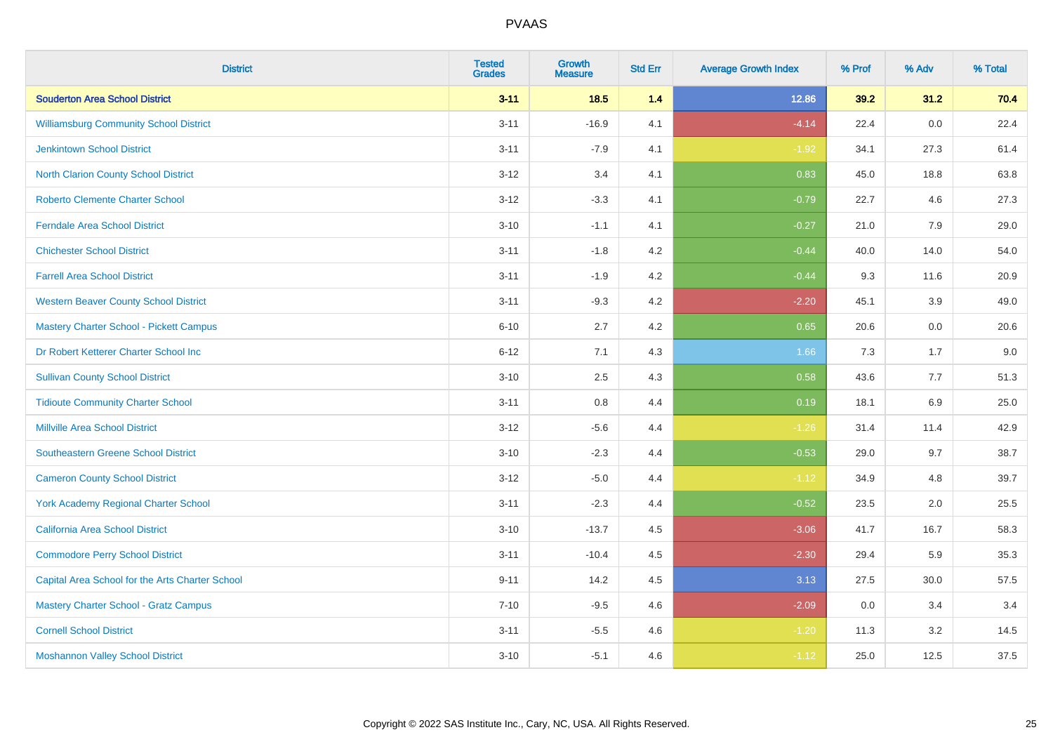# PVAAS

| District | Tested Grades | Growth Measure | Std Err | Average Growth Index | % Prof | % Adv | % Total |
|---|---|---|---|---|---|---|---|
| **Souderton Area School District** | **3-11** | **18.5** | **1.4** | **12.86** | **39.2** | **31.2** | **70.4** |
| Williamsburg Community School District | 3-11 | -16.9 | 4.1 | -4.14 | 22.4 | 0.0 | 22.4 |
| Jenkintown School District | 3-11 | -7.9 | 4.1 | -1.92 | 34.1 | 27.3 | 61.4 |
| North Clarion County School District | 3-12 | 3.4 | 4.1 | 0.83 | 45.0 | 18.8 | 63.8 |
| Roberto Clemente Charter School | 3-12 | -3.3 | 4.1 | -0.79 | 22.7 | 4.6 | 27.3 |
| Ferndale Area School District | 3-10 | -1.1 | 4.1 | -0.27 | 21.0 | 7.9 | 29.0 |
| Chichester School District | 3-11 | -1.8 | 4.2 | -0.44 | 40.0 | 14.0 | 54.0 |
| Farrell Area School District | 3-11 | -1.9 | 4.2 | -0.44 | 9.3 | 11.6 | 20.9 |
| Western Beaver County School District | 3-11 | -9.3 | 4.2 | -2.20 | 45.1 | 3.9 | 49.0 |
| Mastery Charter School - Pickett Campus | 6-10 | 2.7 | 4.2 | 0.65 | 20.6 | 0.0 | 20.6 |
| Dr Robert Ketterer Charter School Inc | 6-12 | 7.1 | 4.3 | 1.66 | 7.3 | 1.7 | 9.0 |
| Sullivan County School District | 3-10 | 2.5 | 4.3 | 0.58 | 43.6 | 7.7 | 51.3 |
| Tidioute Community Charter School | 3-11 | 0.8 | 4.4 | 0.19 | 18.1 | 6.9 | 25.0 |
| Millville Area School District | 3-12 | -5.6 | 4.4 | -1.26 | 31.4 | 11.4 | 42.9 |
| Southeastern Greene School District | 3-10 | -2.3 | 4.4 | -0.53 | 29.0 | 9.7 | 38.7 |
| Cameron County School District | 3-12 | -5.0 | 4.4 | -1.12 | 34.9 | 4.8 | 39.7 |
| York Academy Regional Charter School | 3-11 | -2.3 | 4.4 | -0.52 | 23.5 | 2.0 | 25.5 |
| California Area School District | 3-10 | -13.7 | 4.5 | -3.06 | 41.7 | 16.7 | 58.3 |
| Commodore Perry School District | 3-11 | -10.4 | 4.5 | -2.30 | 29.4 | 5.9 | 35.3 |
| Capital Area School for the Arts Charter School | 9-11 | 14.2 | 4.5 | 3.13 | 27.5 | 30.0 | 57.5 |
| Mastery Charter School - Gratz Campus | 7-10 | -9.5 | 4.6 | -2.09 | 0.0 | 3.4 | 3.4 |
| Cornell School District | 3-11 | -5.5 | 4.6 | -1.20 | 11.3 | 3.2 | 14.5 |
| Moshannon Valley School District | 3-10 | -5.1 | 4.6 | -1.12 | 25.0 | 12.5 | 37.5 |

Copyright © 2022 SAS Institute Inc., Cary, NC, USA. All Rights Reserved.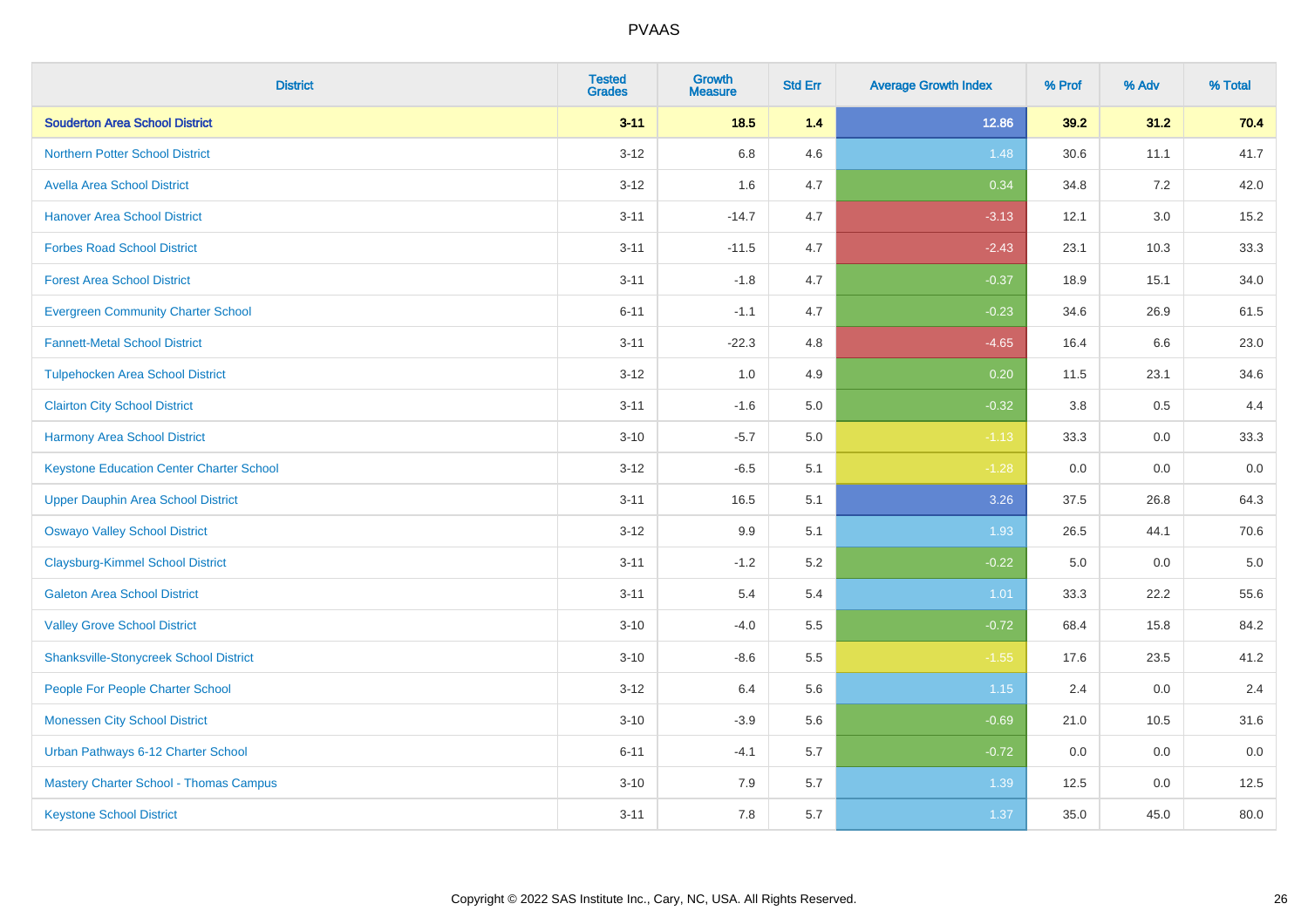| District | Tested Grades | Growth Measure | Std Err | Average Growth Index | % Prof | % Adv | % Total |
|---|---|---|---|---|---|---|---|
| **Souderton Area School District** | **3-11** | **18.5** | **1.4** | **12.86** | **39.2** | **31.2** | **70.4** |
| Northern Potter School District | 3-12 | 6.8 | 4.6 | 1.48 | 30.6 | 11.1 | 41.7 |
| Avella Area School District | 3-12 | 1.6 | 4.7 | 0.34 | 34.8 | 7.2 | 42.0 |
| Hanover Area School District | 3-11 | -14.7 | 4.7 | -3.13 | 12.1 | 3.0 | 15.2 |
| Forbes Road School District | 3-11 | -11.5 | 4.7 | -2.43 | 23.1 | 10.3 | 33.3 |
| Forest Area School District | 3-11 | -1.8 | 4.7 | -0.37 | 18.9 | 15.1 | 34.0 |
| Evergreen Community Charter School | 6-11 | -1.1 | 4.7 | -0.23 | 34.6 | 26.9 | 61.5 |
| Fannett-Metal School District | 3-11 | -22.3 | 4.8 | -4.65 | 16.4 | 6.6 | 23.0 |
| Tulpehocken Area School District | 3-12 | 1.0 | 4.9 | 0.20 | 11.5 | 23.1 | 34.6 |
| Clairton City School District | 3-11 | -1.6 | 5.0 | -0.32 | 3.8 | 0.5 | 4.4 |
| Harmony Area School District | 3-10 | -5.7 | 5.0 | -1.13 | 33.3 | 0.0 | 33.3 |
| Keystone Education Center Charter School | 3-12 | -6.5 | 5.1 | -1.28 | 0.0 | 0.0 | 0.0 |
| Upper Dauphin Area School District | 3-11 | 16.5 | 5.1 | 3.26 | 37.5 | 26.8 | 64.3 |
| Oswayo Valley School District | 3-12 | 9.9 | 5.1 | 1.93 | 26.5 | 44.1 | 70.6 |
| Claysburg-Kimmel School District | 3-11 | -1.2 | 5.2 | -0.22 | 5.0 | 0.0 | 5.0 |
| Galeton Area School District | 3-11 | 5.4 | 5.4 | 1.01 | 33.3 | 22.2 | 55.6 |
| Valley Grove School District | 3-10 | -4.0 | 5.5 | -0.72 | 68.4 | 15.8 | 84.2 |
| Shanksville-Stonycreek School District | 3-10 | -8.6 | 5.5 | -1.55 | 17.6 | 23.5 | 41.2 |
| People For People Charter School | 3-12 | 6.4 | 5.6 | 1.15 | 2.4 | 0.0 | 2.4 |
| Monessen City School District | 3-10 | -3.9 | 5.6 | -0.69 | 21.0 | 10.5 | 31.6 |
| Urban Pathways 6-12 Charter School | 6-11 | -4.1 | 5.7 | -0.72 | 0.0 | 0.0 | 0.0 |
| Mastery Charter School - Thomas Campus | 3-10 | 7.9 | 5.7 | 1.39 | 12.5 | 0.0 | 12.5 |
| Keystone School District | 3-11 | 7.8 | 5.7 | 1.37 | 35.0 | 45.0 | 80.0 |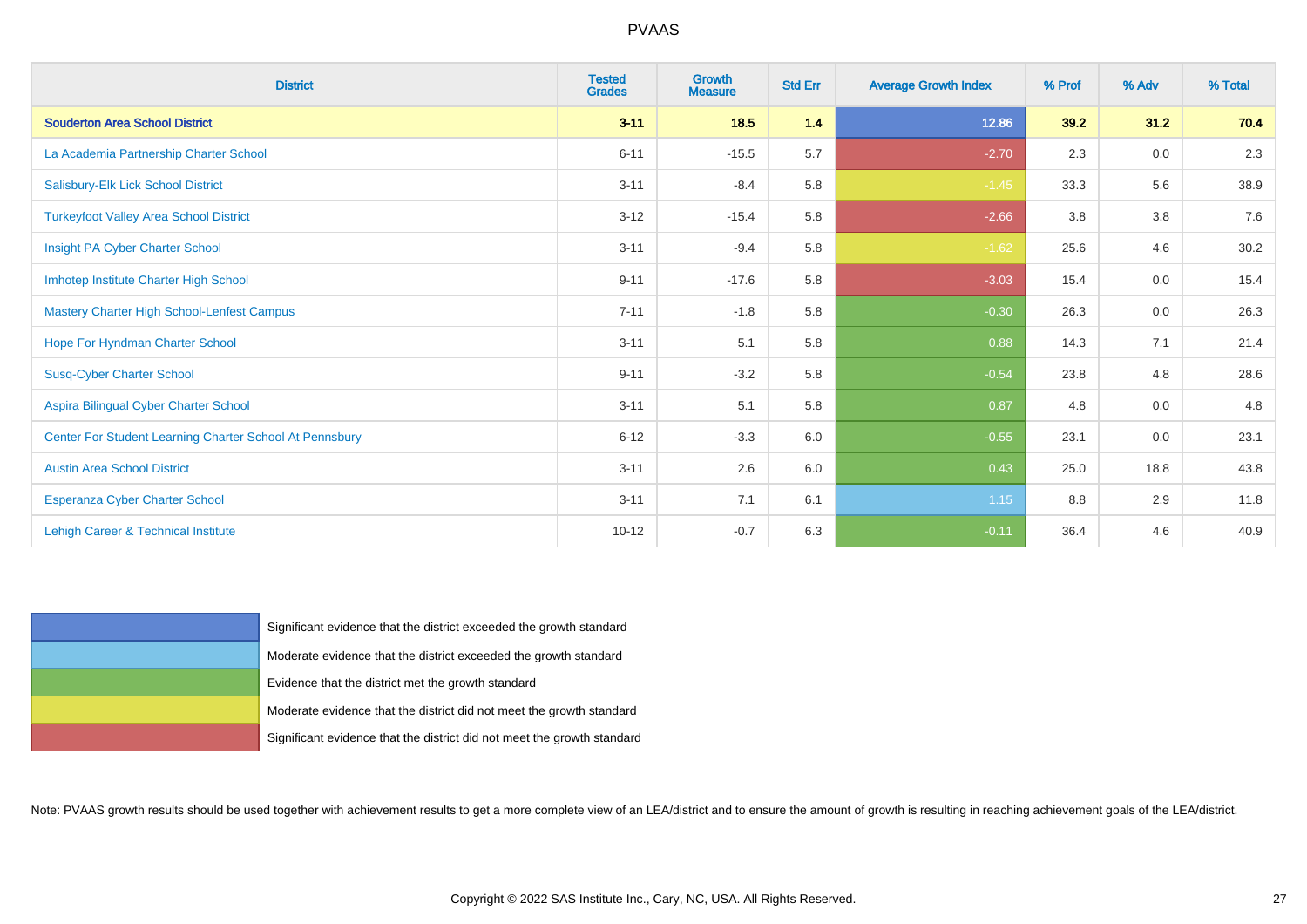# PVAAS

| District | Tested Grades | Growth Measure | Std Err | Average Growth Index | % Prof | % Adv | % Total |
|---|---|---|---|---|---|---|---|
| **Souderton Area School District** | **3-11** | **18.5** | **1.4** | **12.86** | **39.2** | **31.2** | **70.4** |
| La Academia Partnership Charter School | 6-11 | -15.5 | 5.7 | -2.70 | 2.3 | 0.0 | 2.3 |
| Salisbury-Elk Lick School District | 3-11 | -8.4 | 5.8 | -1.45 | 33.3 | 5.6 | 38.9 |
| Turkeyfoot Valley Area School District | 3-12 | -15.4 | 5.8 | -2.66 | 3.8 | 3.8 | 7.6 |
| Insight PA Cyber Charter School | 3-11 | -9.4 | 5.8 | -1.62 | 25.6 | 4.6 | 30.2 |
| Imhotep Institute Charter High School | 9-11 | -17.6 | 5.8 | -3.03 | 15.4 | 0.0 | 15.4 |
| Mastery Charter High School-Lenfest Campus | 7-11 | -1.8 | 5.8 | -0.30 | 26.3 | 0.0 | 26.3 |
| Hope For Hyndman Charter School | 3-11 | 5.1 | 5.8 | 0.88 | 14.3 | 7.1 | 21.4 |
| Susq-Cyber Charter School | 9-11 | -3.2 | 5.8 | -0.54 | 23.8 | 4.8 | 28.6 |
| Aspira Bilingual Cyber Charter School | 3-11 | 5.1 | 5.8 | 0.87 | 4.8 | 0.0 | 4.8 |
| Center For Student Learning Charter School At Pennsbury | 6-12 | -3.3 | 6.0 | -0.55 | 23.1 | 0.0 | 23.1 |
| Austin Area School District | 3-11 | 2.6 | 6.0 | 0.43 | 25.0 | 18.8 | 43.8 |
| Esperanza Cyber Charter School | 3-11 | 7.1 | 6.1 | 1.15 | 8.8 | 2.9 | 11.8 |
| Lehigh Career & Technical Institute | 10-12 | -0.7 | 6.3 | -0.11 | 36.4 | 4.6 | 40.9 |

- Significant evidence that the district exceeded the growth standard
- Moderate evidence that the district exceeded the growth standard
- Evidence that the district met the growth standard
- Moderate evidence that the district did not meet the growth standard
- Significant evidence that the district did not meet the growth standard

Note: PVAAS growth results should be used together with achievement results to get a more complete view of an LEA/district and to ensure the amount of growth is resulting in reaching achievement goals of the LEA/district.

Copyright © 2022 SAS Institute Inc., Cary, NC, USA. All Rights Reserved.